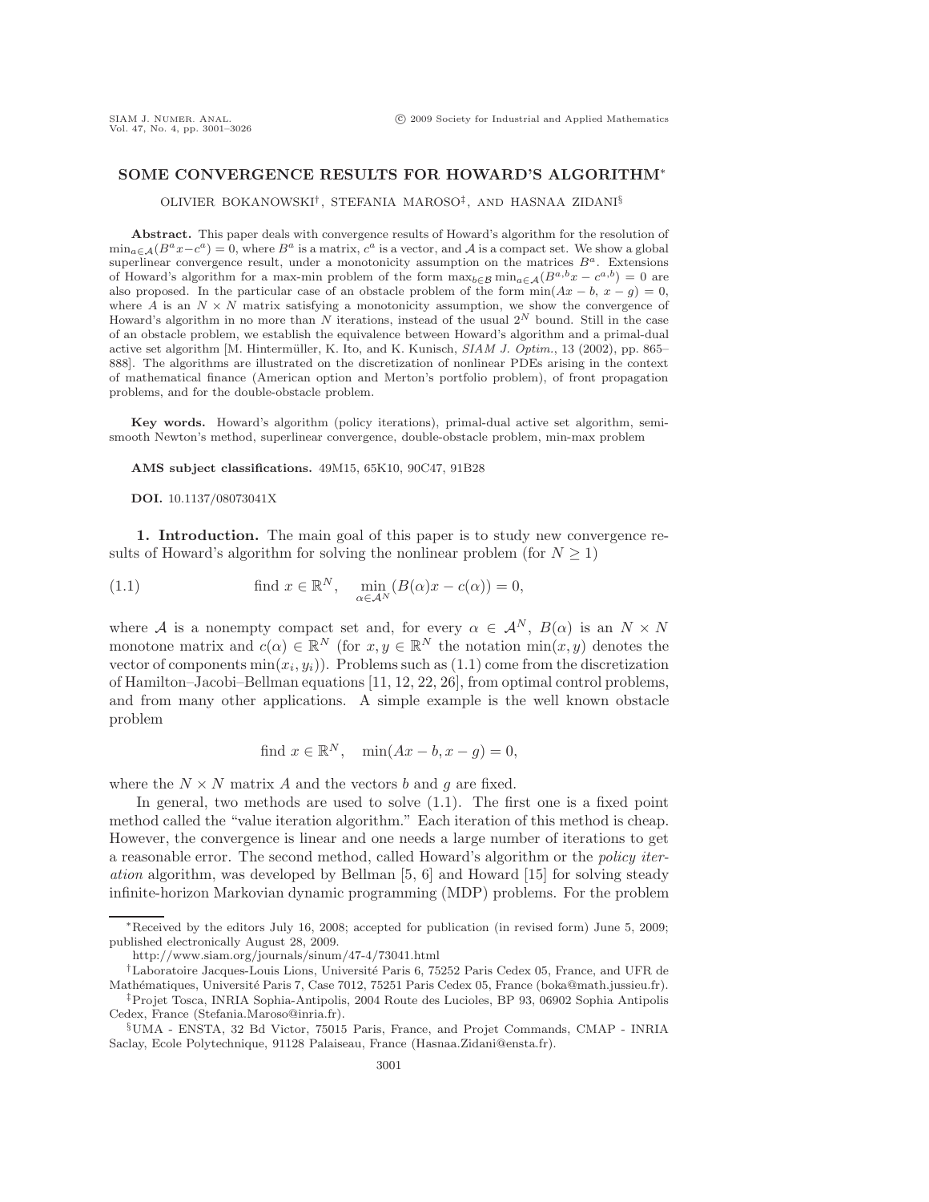# SOME CONVERGENCE RESULTS FOR HOWARD'S ALGORITHM*

OLIVIER BOKANOWSKI†, STEFANIA MAROSO‡, AND HASNAA ZIDANI§

**Abstract.** This paper deals with convergence results of Howard's algorithm for the resolution of $\min_{a\in\mathcal{A}}(B^a x - c^a) = 0$, where $B^a$ is a matrix, $c^a$ is a vector, and $\mathcal{A}$ is a compact set. We show a global superlinear convergence result, under a monotonicity assumption on the matrices $B^a$. Extensions of Howard's algorithm for a max-min problem of the form $\max_{b\in\mathcal{B}}\min_{a\in\mathcal{A}}(B^{a,b}x - c^{a,b}) = 0$ are also proposed. In the particular case of an obstacle problem of the form $\min(Ax - b,\ x - g) = 0$, where $A$ is an $N \times N$ matrix satisfying a monotonicity assumption, we show the convergence of Howard's algorithm in no more than $N$ iterations, instead of the usual $2^N$ bound. Still in the case of an obstacle problem, we establish the equivalence between Howard's algorithm and a primal-dual active set algorithm [M. Hintermüller, K. Ito, and K. Kunisch, *SIAM J. Optim.*, 13 (2002), pp. 865–888]. The algorithms are illustrated on the discretization of nonlinear PDEs arising in the context of mathematical finance (American option and Merton's portfolio problem), of front propagation problems, and for the double-obstacle problem.

**Key words.** Howard's algorithm (policy iterations), primal-dual active set algorithm, semismooth Newton's method, superlinear convergence, double-obstacle problem, min-max problem

**AMS subject classifications.** 49M15, 65K10, 90C47, 91B28

**DOI.** 10.1137/08073041X

## 1. Introduction.

The main goal of this paper is to study new convergence results of Howard's algorithm for solving the nonlinear problem (for $N \geq 1$)

$$\text{find } x \in \mathbb{R}^N, \quad \min_{\alpha\in\mathcal{A}^N}(B(\alpha)x - c(\alpha)) = 0, \tag{1.1}$$

where $\mathcal{A}$ is a nonempty compact set and, for every $\alpha \in \mathcal{A}^N$, $B(\alpha)$ is an $N \times N$ monotone matrix and $c(\alpha) \in \mathbb{R}^N$ (for $x, y \in \mathbb{R}^N$ the notation $\min(x, y)$ denotes the vector of components $\min(x_i, y_i)$). Problems such as (1.1) come from the discretization of Hamilton–Jacobi–Bellman equations [11, 12, 22, 26], from optimal control problems, and from many other applications. A simple example is the well known obstacle problem

$$\text{find } x \in \mathbb{R}^N, \quad \min(Ax - b, x - g) = 0,$$

where the $N \times N$ matrix $A$ and the vectors $b$ and $g$ are fixed.

In general, two methods are used to solve (1.1). The first one is a fixed point method called the "value iteration algorithm." Each iteration of this method is cheap. However, the convergence is linear and one needs a large number of iterations to get a reasonable error. The second method, called Howard's algorithm or the *policy iteration* algorithm, was developed by Bellman [5, 6] and Howard [15] for solving steady infinite-horizon Markovian dynamic programming (MDP) problems. For the problem

---

*Received by the editors July 16, 2008; accepted for publication (in revised form) June 5, 2009; published electronically August 28, 2009.
http://www.siam.org/journals/sinum/47-4/73041.html

†Laboratoire Jacques-Louis Lions, Université Paris 6, 75252 Paris Cedex 05, France, and UFR de Mathématiques, Université Paris 7, Case 7012, 75251 Paris Cedex 05, France (boka@math.jussieu.fr).

‡Projet Tosca, INRIA Sophia-Antipolis, 2004 Route des Lucioles, BP 93, 06902 Sophia Antipolis Cedex, France (Stefania.Maroso@inria.fr).

§UMA - ENSTA, 32 Bd Victor, 75015 Paris, France, and Projet Commands, CMAP - INRIA Saclay, Ecole Polytechnique, 91128 Palaiseau, France (Hasnaa.Zidani@ensta.fr).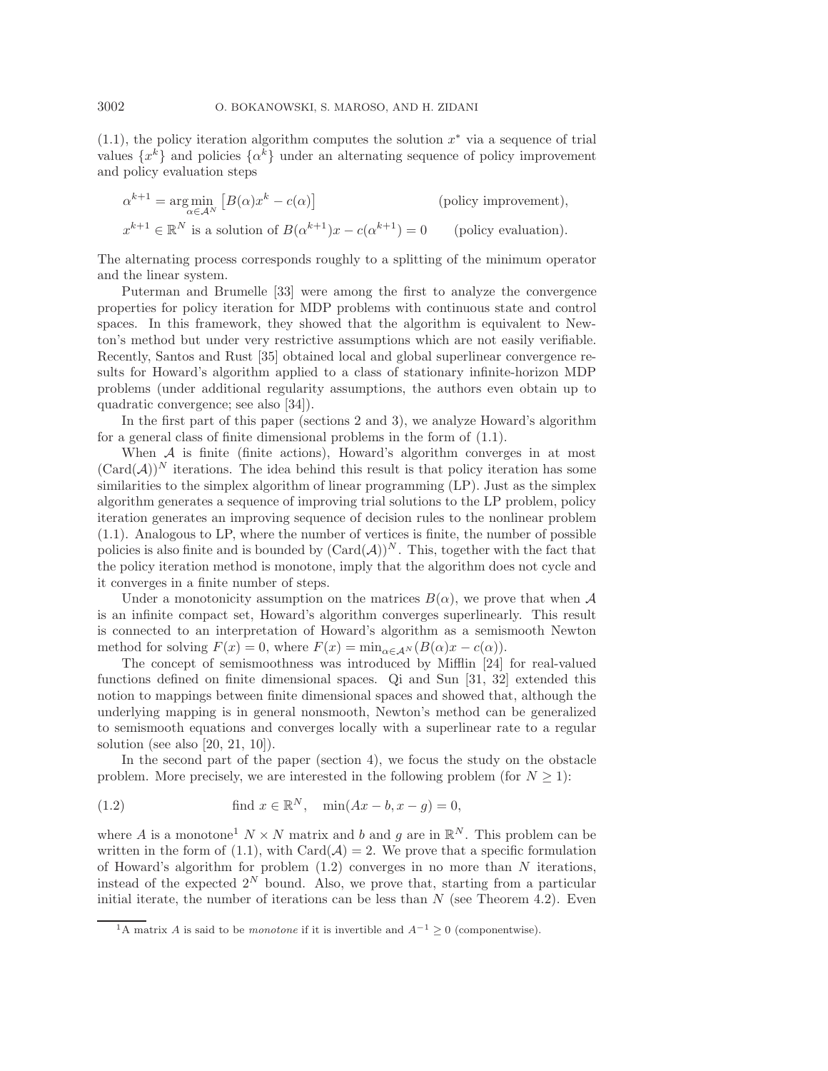(1.1), the policy iteration algorithm computes the solution $x^*$ via a sequence of trial values $\{x^k\}$ and policies $\{\alpha^k\}$ under an alternating sequence of policy improvement and policy evaluation steps

$$\alpha^{k+1} = \arg\min_{\alpha \in \mathcal{A}^N} \left[ B(\alpha)x^k - c(\alpha) \right] \qquad \text{(policy improvement)},$$

$$x^{k+1} \in \mathbb{R}^N \text{ is a solution of } B(\alpha^{k+1})x - c(\alpha^{k+1}) = 0 \qquad \text{(policy evaluation)}.$$

The alternating process corresponds roughly to a splitting of the minimum operator and the linear system.

Puterman and Brumelle [33] were among the first to analyze the convergence properties for policy iteration for MDP problems with continuous state and control spaces. In this framework, they showed that the algorithm is equivalent to Newton's method but under very restrictive assumptions which are not easily verifiable. Recently, Santos and Rust [35] obtained local and global superlinear convergence results for Howard's algorithm applied to a class of stationary infinite-horizon MDP problems (under additional regularity assumptions, the authors even obtain up to quadratic convergence; see also [34]).

In the first part of this paper (sections 2 and 3), we analyze Howard's algorithm for a general class of finite dimensional problems in the form of (1.1).

When $\mathcal{A}$ is finite (finite actions), Howard's algorithm converges in at most $(\mathrm{Card}(\mathcal{A}))^N$ iterations. The idea behind this result is that policy iteration has some similarities to the simplex algorithm of linear programming (LP). Just as the simplex algorithm generates a sequence of improving trial solutions to the LP problem, policy iteration generates an improving sequence of decision rules to the nonlinear problem (1.1). Analogous to LP, where the number of vertices is finite, the number of possible policies is also finite and is bounded by $(\mathrm{Card}(\mathcal{A}))^N$. This, together with the fact that the policy iteration method is monotone, imply that the algorithm does not cycle and it converges in a finite number of steps.

Under a monotonicity assumption on the matrices $B(\alpha)$, we prove that when $\mathcal{A}$ is an infinite compact set, Howard's algorithm converges superlinearly. This result is connected to an interpretation of Howard's algorithm as a semismooth Newton method for solving $F(x) = 0$, where $F(x) = \min_{\alpha \in \mathcal{A}^N}(B(\alpha)x - c(\alpha))$.

The concept of semismoothness was introduced by Mifflin [24] for real-valued functions defined on finite dimensional spaces. Qi and Sun [31, 32] extended this notion to mappings between finite dimensional spaces and showed that, although the underlying mapping is in general nonsmooth, Newton's method can be generalized to semismooth equations and converges locally with a superlinear rate to a regular solution (see also [20, 21, 10]).

In the second part of the paper (section 4), we focus the study on the obstacle problem. More precisely, we are interested in the following problem (for $N \geq 1$):

$$\text{(1.2)} \qquad \text{find } x \in \mathbb{R}^N, \quad \min(Ax - b, x - g) = 0,$$

where $A$ is a monotone[1] $N \times N$ matrix and $b$ and $g$ are in $\mathbb{R}^N$. This problem can be written in the form of (1.1), with $\mathrm{Card}(\mathcal{A}) = 2$. We prove that a specific formulation of Howard's algorithm for problem (1.2) converges in no more than $N$ iterations, instead of the expected $2^N$ bound. Also, we prove that, starting from a particular initial iterate, the number of iterations can be less than $N$ (see Theorem 4.2). Even

[1] A matrix $A$ is said to be *monotone* if it is invertible and $A^{-1} \geq 0$ (componentwise).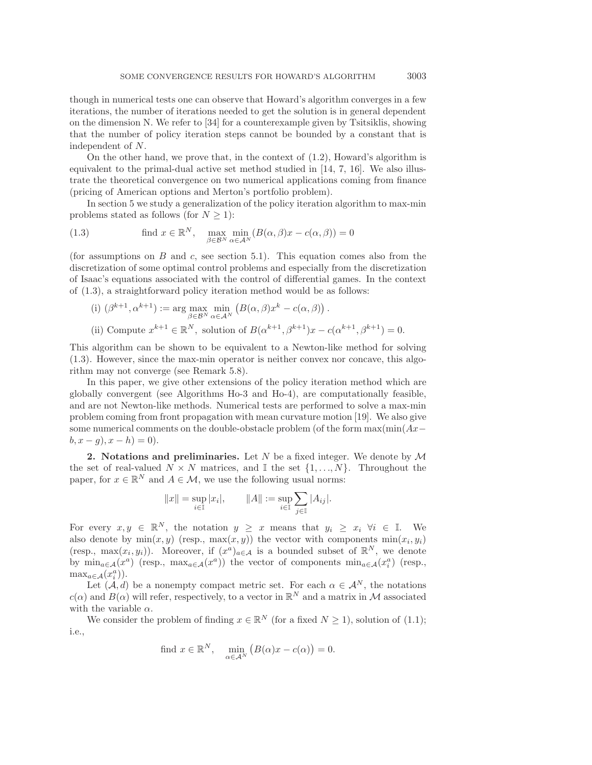though in numerical tests one can observe that Howard's algorithm converges in a few iterations, the number of iterations needed to get the solution is in general dependent on the dimension N. We refer to [34] for a counterexample given by Tsitsiklis, showing that the number of policy iteration steps cannot be bounded by a constant that is independent of $N$.

On the other hand, we prove that, in the context of (1.2), Howard's algorithm is equivalent to the primal-dual active set method studied in [14, 7, 16]. We also illustrate the theoretical convergence on two numerical applications coming from finance (pricing of American options and Merton's portfolio problem).

In section 5 we study a generalization of the policy iteration algorithm to max-min problems stated as follows (for $N \geq 1$):

$$\text{(1.3)} \qquad \text{find } x \in \mathbb{R}^N, \quad \max_{\beta \in \mathcal{B}^N} \min_{\alpha \in \mathcal{A}^N} (B(\alpha, \beta)x - c(\alpha, \beta)) = 0$$

(for assumptions on $B$ and $c$, see section 5.1). This equation comes also from the discretization of some optimal control problems and especially from the discretization of Isaac's equations associated with the control of differential games. In the context of (1.3), a straightforward policy iteration method would be as follows:

(i) $(\beta^{k+1}, \alpha^{k+1}) := \arg \max_{\beta \in \mathcal{B}^N} \min_{\alpha \in \mathcal{A}^N} \left(B(\alpha, \beta)x^k - c(\alpha, \beta)\right)$.

(ii) Compute $x^{k+1} \in \mathbb{R}^N$, solution of $B(\alpha^{k+1}, \beta^{k+1})x - c(\alpha^{k+1}, \beta^{k+1}) = 0$.

This algorithm can be shown to be equivalent to a Newton-like method for solving (1.3). However, since the max-min operator is neither convex nor concave, this algorithm may not converge (see Remark 5.8).

In this paper, we give other extensions of the policy iteration method which are globally convergent (see Algorithms Ho-3 and Ho-4), are computationally feasible, and are not Newton-like methods. Numerical tests are performed to solve a max-min problem coming from front propagation with mean curvature motion [19]. We also give some numerical comments on the double-obstacle problem (of the form $\max(\min(Ax-b, x-g), x-h) = 0$).

## 2. Notations and preliminaries.

Let $N$ be a fixed integer. We denote by $\mathcal{M}$ the set of real-valued $N \times N$ matrices, and $\mathbb{I}$ the set $\{1, \ldots, N\}$. Throughout the paper, for $x \in \mathbb{R}^N$ and $A \in \mathcal{M}$, we use the following usual norms:

$$\|x\| = \sup_{i \in \mathbb{I}} |x_i|, \qquad \|A\| := \sup_{i \in \mathbb{I}} \sum_{j \in \mathbb{I}} |A_{ij}|.$$

For every $x, y \in \mathbb{R}^N$, the notation $y \geq x$ means that $y_i \geq x_i \ \forall i \in \mathbb{I}$. We also denote by $\min(x, y)$ (resp., $\max(x, y)$) the vector with components $\min(x_i, y_i)$ (resp., $\max(x_i, y_i)$). Moreover, if $(x^a)_{a \in \mathcal{A}}$ is a bounded subset of $\mathbb{R}^N$, we denote by $\min_{a \in \mathcal{A}}(x^a)$ (resp., $\max_{a \in \mathcal{A}}(x^a)$) the vector of components $\min_{a \in \mathcal{A}}(x_i^a)$ (resp., $\max_{a \in \mathcal{A}}(x_i^a)$).

Let $(\mathcal{A}, d)$ be a nonempty compact metric set. For each $\alpha \in \mathcal{A}^N$, the notations $c(\alpha)$ and $B(\alpha)$ will refer, respectively, to a vector in $\mathbb{R}^N$ and a matrix in $\mathcal{M}$ associated with the variable $\alpha$.

We consider the problem of finding $x \in \mathbb{R}^N$ (for a fixed $N \geq 1$), solution of (1.1); i.e.,

$$\text{find } x \in \mathbb{R}^N, \quad \min_{\alpha \in \mathcal{A}^N} \left(B(\alpha)x - c(\alpha)\right) = 0.$$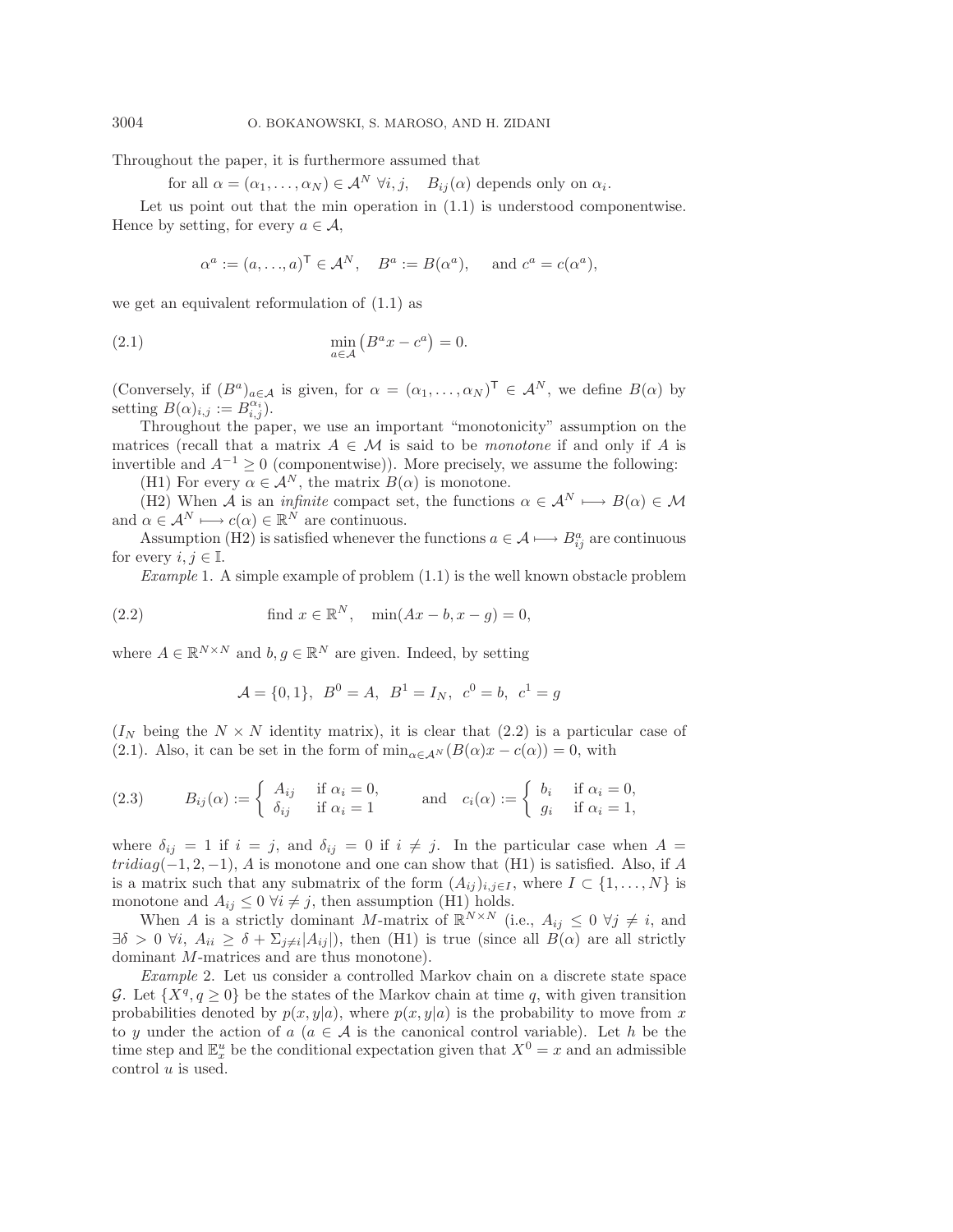Throughout the paper, it is furthermore assumed that

$$\text{for all } \alpha = (\alpha_1, \ldots, \alpha_N) \in \mathcal{A}^N \ \forall i, j, \quad B_{ij}(\alpha) \text{ depends only on } \alpha_i.$$

Let us point out that the min operation in (1.1) is understood componentwise. Hence by setting, for every $a \in \mathcal{A}$,

$$\alpha^a := (a, \ldots, a)^\mathsf{T} \in \mathcal{A}^N, \quad B^a := B(\alpha^a), \quad \text{and } c^a = c(\alpha^a),$$

we get an equivalent reformulation of (1.1) as

$$\min_{a \in \mathcal{A}} \left( B^a x - c^a \right) = 0. \tag{2.1}$$

(Conversely, if $(B^a)_{a \in \mathcal{A}}$ is given, for $\alpha = (\alpha_1, \ldots, \alpha_N)^\mathsf{T} \in \mathcal{A}^N$, we define $B(\alpha)$ by setting $B(\alpha)_{i,j} := B^{\alpha_i}_{i,j}$).

Throughout the paper, we use an important "monotonicity" assumption on the matrices (recall that a matrix $A \in \mathcal{M}$ is said to be *monotone* if and only if $A$ is invertible and $A^{-1} \geq 0$ (componentwise)). More precisely, we assume the following:

(H1) For every $\alpha \in \mathcal{A}^N$, the matrix $B(\alpha)$ is monotone.

(H2) When $\mathcal{A}$ is an *infinite* compact set, the functions $\alpha \in \mathcal{A}^N \longmapsto B(\alpha) \in \mathcal{M}$ and $\alpha \in \mathcal{A}^N \longmapsto c(\alpha) \in \mathbb{R}^N$ are continuous.

Assumption (H2) is satisfied whenever the functions $a \in \mathcal{A} \longmapsto B^a_{ij}$ are continuous for every $i, j \in \mathbb{I}$.

*Example* 1. A simple example of problem (1.1) is the well known obstacle problem

$$\text{find } x \in \mathbb{R}^N, \quad \min(Ax - b, x - g) = 0, \tag{2.2}$$

where $A \in \mathbb{R}^{N \times N}$ and $b, g \in \mathbb{R}^N$ are given. Indeed, by setting

$$\mathcal{A} = \{0, 1\}, \ B^0 = A, \ B^1 = I_N, \ c^0 = b, \ c^1 = g$$

($I_N$ being the $N \times N$ identity matrix), it is clear that (2.2) is a particular case of (2.1). Also, it can be set in the form of $\min_{\alpha \in \mathcal{A}^N}(B(\alpha)x - c(\alpha)) = 0$, with

$$B_{ij}(\alpha) := \begin{cases} A_{ij} & \text{if } \alpha_i = 0, \\ \delta_{ij} & \text{if } \alpha_i = 1 \end{cases} \quad \text{and} \quad c_i(\alpha) := \begin{cases} b_i & \text{if } \alpha_i = 0, \\ g_i & \text{if } \alpha_i = 1, \end{cases} \tag{2.3}$$

where $\delta_{ij} = 1$ if $i = j$, and $\delta_{ij} = 0$ if $i \neq j$. In the particular case when $A = tridiag(-1, 2, -1)$, $A$ is monotone and one can show that (H1) is satisfied. Also, if $A$ is a matrix such that any submatrix of the form $(A_{ij})_{i,j \in I}$, where $I \subset \{1, \ldots, N\}$ is monotone and $A_{ij} \leq 0 \ \forall i \neq j$, then assumption (H1) holds.

When $A$ is a strictly dominant $M$-matrix of $\mathbb{R}^{N \times N}$ (i.e., $A_{ij} \leq 0 \ \forall j \neq i$, and $\exists \delta > 0 \ \forall i, \ A_{ii} \geq \delta + \Sigma_{j \neq i} |A_{ij}|$), then (H1) is true (since all $B(\alpha)$ are all strictly dominant $M$-matrices and are thus monotone).

*Example* 2. Let us consider a controlled Markov chain on a discrete state space $\mathcal{G}$. Let $\{X^q, q \geq 0\}$ be the states of the Markov chain at time $q$, with given transition probabilities denoted by $p(x, y|a)$, where $p(x, y|a)$ is the probability to move from $x$ to $y$ under the action of $a$ ($a \in \mathcal{A}$ is the canonical control variable). Let $h$ be the time step and $\mathbb{E}^u_x$ be the conditional expectation given that $X^0 = x$ and an admissible control $u$ is used.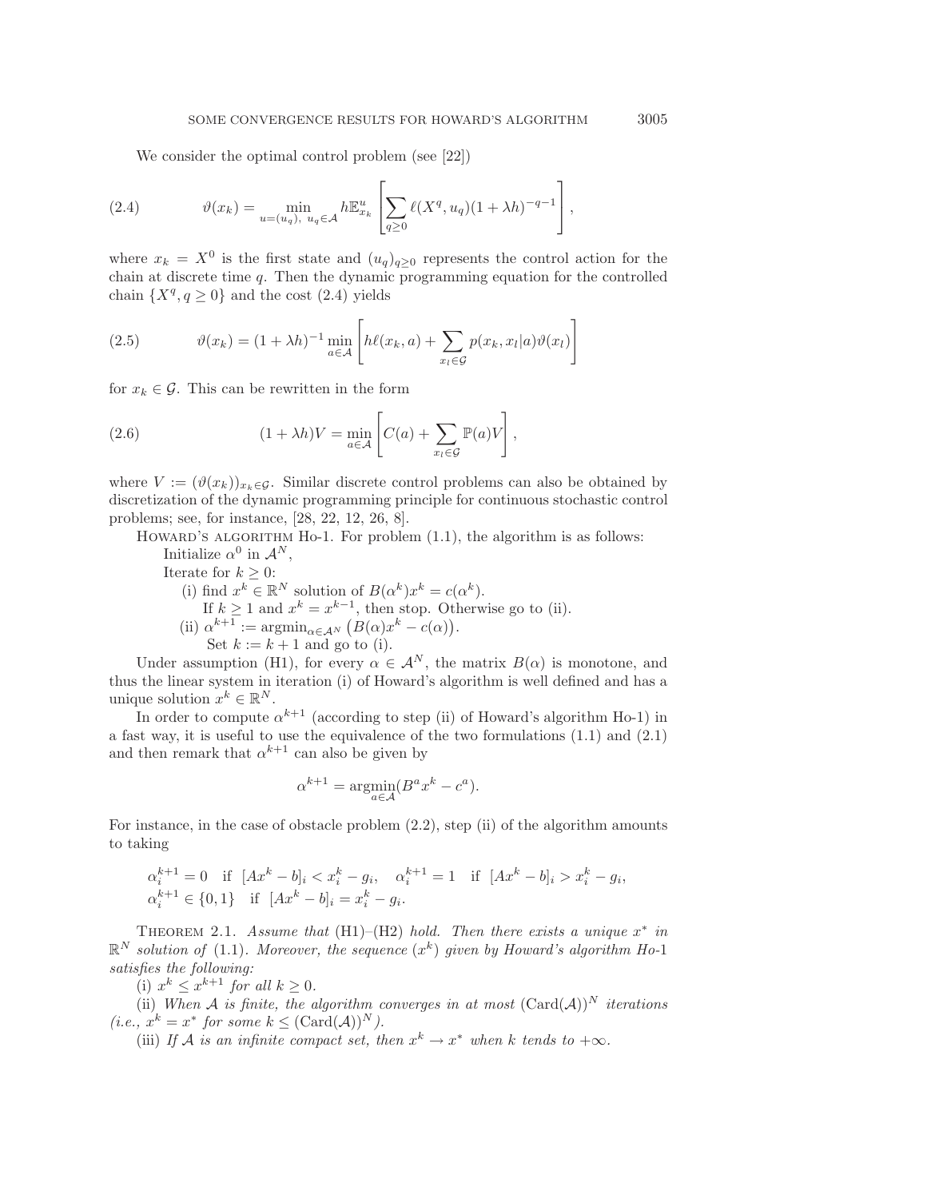We consider the optimal control problem (see [22])

$$\vartheta(x_k) = \min_{u=(u_q),\ u_q\in\mathcal{A}} h\mathbb{E}^u_{x_k}\left[\sum_{q\geq 0} \ell(X^q, u_q)(1+\lambda h)^{-q-1}\right], \tag{2.4}$$

where $x_k = X^0$ is the first state and $(u_q)_{q\geq 0}$ represents the control action for the chain at discrete time $q$. Then the dynamic programming equation for the controlled chain $\{X^q, q\geq 0\}$ and the cost (2.4) yields

$$\vartheta(x_k) = (1+\lambda h)^{-1}\min_{a\in\mathcal{A}}\left[h\ell(x_k,a) + \sum_{x_l\in\mathcal{G}} p(x_k,x_l|a)\vartheta(x_l)\right] \tag{2.5}$$

for $x_k \in \mathcal{G}$. This can be rewritten in the form

$$(1+\lambda h)V = \min_{a\in\mathcal{A}}\left[C(a) + \sum_{x_l\in\mathcal{G}} \mathbb{P}(a)V\right], \tag{2.6}$$

where $V := (\vartheta(x_k))_{x_k\in\mathcal{G}}$. Similar discrete control problems can also be obtained by discretization of the dynamic programming principle for continuous stochastic control problems; see, for instance, [28, 22, 12, 26, 8].

Howard's algorithm Ho-1. For problem (1.1), the algorithm is as follows:

Initialize $\alpha^0$ in $\mathcal{A}^N$,

Iterate for $k \geq 0$:

(i) find $x^k \in \mathbb{R}^N$ solution of $B(\alpha^k)x^k = c(\alpha^k)$.
If $k \geq 1$ and $x^k = x^{k-1}$, then stop. Otherwise go to (ii).

(ii) $\alpha^{k+1} := \operatorname{argmin}_{\alpha\in\mathcal{A}^N}\left(B(\alpha)x^k - c(\alpha)\right)$.
Set $k := k+1$ and go to (i).

Under assumption (H1), for every $\alpha \in \mathcal{A}^N$, the matrix $B(\alpha)$ is monotone, and thus the linear system in iteration (i) of Howard's algorithm is well defined and has a unique solution $x^k \in \mathbb{R}^N$.

In order to compute $\alpha^{k+1}$ (according to step (ii) of Howard's algorithm Ho-1) in a fast way, it is useful to use the equivalence of the two formulations (1.1) and (2.1) and then remark that $\alpha^{k+1}$ can also be given by

$$\alpha^{k+1} = \operatorname*{argmin}_{a\in\mathcal{A}}(B^a x^k - c^a).$$

For instance, in the case of obstacle problem (2.2), step (ii) of the algorithm amounts to taking

$$\alpha_i^{k+1} = 0 \quad \text{if } [Ax^k - b]_i < x_i^k - g_i, \quad \alpha_i^{k+1} = 1 \quad \text{if } [Ax^k - b]_i > x_i^k - g_i,$$
$$\alpha_i^{k+1} \in \{0,1\} \quad \text{if } [Ax^k - b]_i = x_i^k - g_i.$$

Theorem 2.1. *Assume that* (H1)–(H2) *hold. Then there exists a unique $x^*$ in $\mathbb{R}^N$ solution of* (1.1). *Moreover, the sequence $(x^k)$ given by Howard's algorithm Ho-*1 *satisfies the following:*

(i) $x^k \leq x^{k+1}$ *for all* $k \geq 0$.

(ii) *When $\mathcal{A}$ is finite, the algorithm converges in at most* $(\mathrm{Card}(\mathcal{A}))^N$ *iterations (i.e., $x^k = x^*$ for some $k \leq (\mathrm{Card}(\mathcal{A}))^N$).*

(iii) *If $\mathcal{A}$ is an infinite compact set, then $x^k \to x^*$ when $k$ tends to $+\infty$.*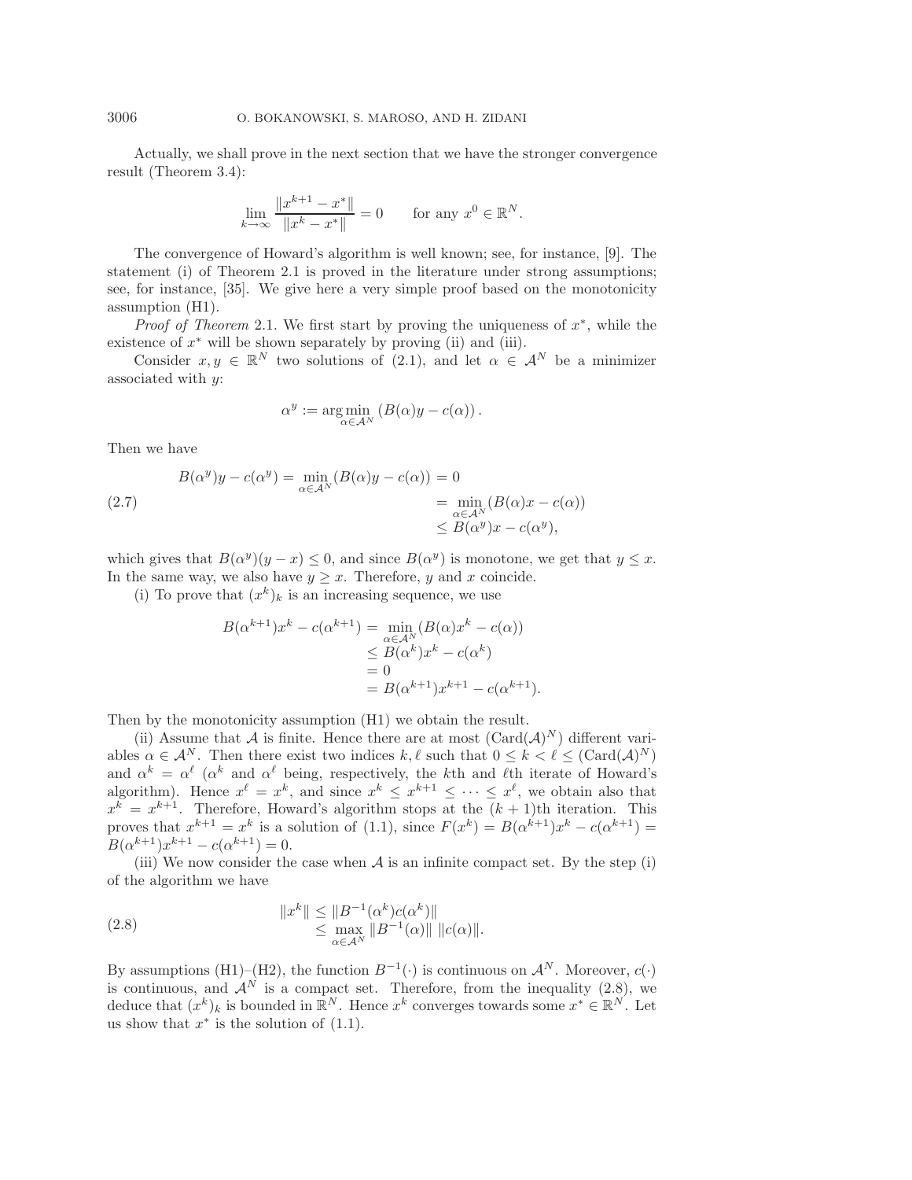Actually, we shall prove in the next section that we have the stronger convergence result (Theorem 3.4):

$$\lim_{k\to\infty} \frac{\|x^{k+1} - x^*\|}{\|x^k - x^*\|} = 0 \qquad \text{for any } x^0 \in \mathbb{R}^N.$$

The convergence of Howard's algorithm is well known; see, for instance, [9]. The statement (i) of Theorem 2.1 is proved in the literature under strong assumptions; see, for instance, [35]. We give here a very simple proof based on the monotonicity assumption (H1).

*Proof of Theorem* 2.1. We first start by proving the uniqueness of $x^*$, while the existence of $x^*$ will be shown separately by proving (ii) and (iii).

Consider $x, y \in \mathbb{R}^N$ two solutions of (2.1), and let $\alpha \in \mathcal{A}^N$ be a minimizer associated with $y$:

$$\alpha^y := \underset{\alpha\in\mathcal{A}^N}{\arg\min}\ (B(\alpha)y - c(\alpha))\,.$$

Then we have

$$\begin{aligned}
B(\alpha^y)y - c(\alpha^y) = \min_{\alpha\in\mathcal{A}^N}(B(\alpha)y - c(\alpha)) &= 0 \\
&= \min_{\alpha\in\mathcal{A}^N}(B(\alpha)x - c(\alpha)) \\
&\le B(\alpha^y)x - c(\alpha^y),
\end{aligned} \tag{2.7}$$

which gives that $B(\alpha^y)(y-x) \le 0$, and since $B(\alpha^y)$ is monotone, we get that $y \le x$. In the same way, we also have $y \ge x$. Therefore, $y$ and $x$ coincide.

(i) To prove that $(x^k)_k$ is an increasing sequence, we use

$$\begin{aligned}
B(\alpha^{k+1})x^k - c(\alpha^{k+1}) &= \min_{\alpha\in\mathcal{A}^N}(B(\alpha)x^k - c(\alpha)) \\
&\le B(\alpha^k)x^k - c(\alpha^k) \\
&= 0 \\
&= B(\alpha^{k+1})x^{k+1} - c(\alpha^{k+1}).
\end{aligned}$$

Then by the monotonicity assumption (H1) we obtain the result.

(ii) Assume that $\mathcal{A}$ is finite. Hence there are at most $(\mathrm{Card}(\mathcal{A})^N)$ different variables $\alpha \in \mathcal{A}^N$. Then there exist two indices $k, \ell$ such that $0 \le k < \ell \le (\mathrm{Card}(\mathcal{A})^N)$ and $\alpha^k = \alpha^\ell$ ($\alpha^k$ and $\alpha^\ell$ being, respectively, the $k$th and $\ell$th iterate of Howard's algorithm). Hence $x^\ell = x^k$, and since $x^k \le x^{k+1} \le \cdots \le x^\ell$, we obtain also that $x^k = x^{k+1}$. Therefore, Howard's algorithm stops at the $(k+1)$th iteration. This proves that $x^{k+1} = x^k$ is a solution of (1.1), since $F(x^k) = B(\alpha^{k+1})x^k - c(\alpha^{k+1}) = B(\alpha^{k+1})x^{k+1} - c(\alpha^{k+1}) = 0$.

(iii) We now consider the case when $\mathcal{A}$ is an infinite compact set. By the step (i) of the algorithm we have

$$\begin{aligned}
\|x^k\| &\le \|B^{-1}(\alpha^k)c(\alpha^k)\| \\
&\le \max_{\alpha\in\mathcal{A}^N}\|B^{-1}(\alpha)\|\ \|c(\alpha)\|.
\end{aligned} \tag{2.8}$$

By assumptions (H1)–(H2), the function $B^{-1}(\cdot)$ is continuous on $\mathcal{A}^N$. Moreover, $c(\cdot)$ is continuous, and $\mathcal{A}^N$ is a compact set. Therefore, from the inequality (2.8), we deduce that $(x^k)_k$ is bounded in $\mathbb{R}^N$. Hence $x^k$ converges towards some $x^* \in \mathbb{R}^N$. Let us show that $x^*$ is the solution of (1.1).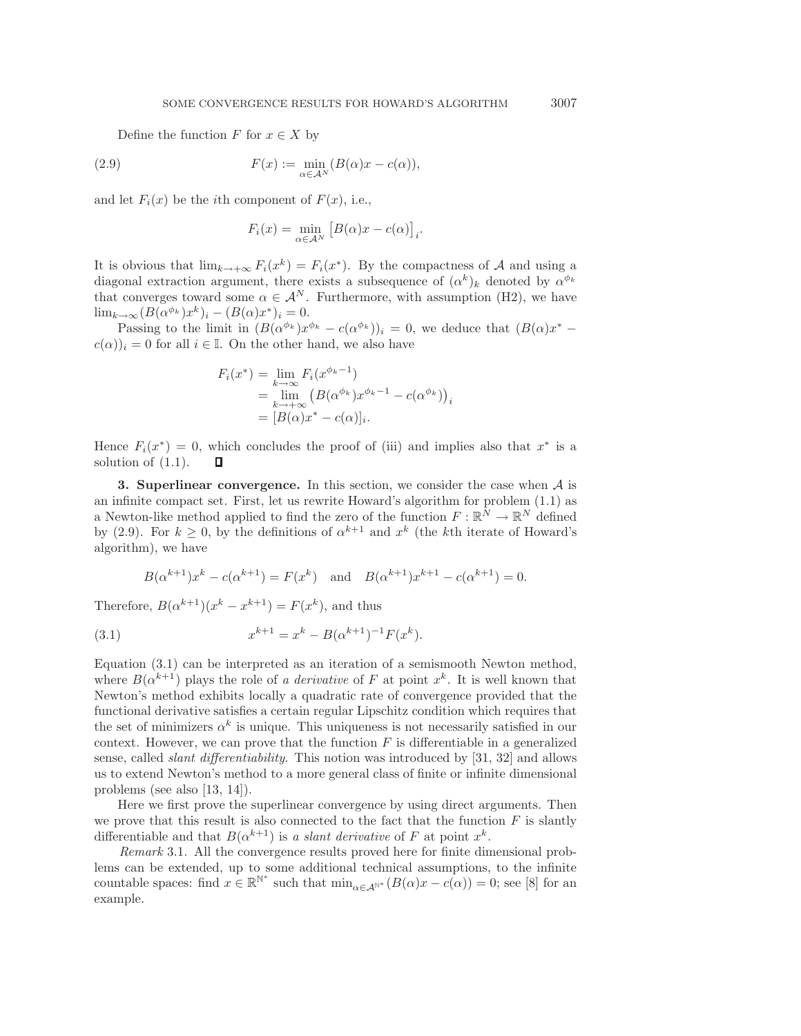Define the function $F$ for $x \in X$ by

$$F(x) := \min_{\alpha \in \mathcal{A}^N} (B(\alpha)x - c(\alpha)), \tag{2.9}$$

and let $F_i(x)$ be the $i$th component of $F(x)$, i.e.,

$$F_i(x) = \min_{\alpha \in \mathcal{A}^N} \left[B(\alpha)x - c(\alpha)\right]_i.$$

It is obvious that $\lim_{k \to +\infty} F_i(x^k) = F_i(x^*)$. By the compactness of $\mathcal{A}$ and using a diagonal extraction argument, there exists a subsequence of $(\alpha^k)_k$ denoted by $\alpha^{\phi_k}$ that converges toward some $\alpha \in \mathcal{A}^N$. Furthermore, with assumption (H2), we have $\lim_{k \to \infty} (B(\alpha^{\phi_k})x^k)_i - (B(\alpha)x^*)_i = 0$.

Passing to the limit in $(B(\alpha^{\phi_k})x^{\phi_k} - c(\alpha^{\phi_k}))_i = 0$, we deduce that $(B(\alpha)x^* - c(\alpha))_i = 0$ for all $i \in \mathbb{I}$. On the other hand, we also have

$$\begin{aligned} F_i(x^*) &= \lim_{k \to \infty} F_i(x^{\phi_k - 1}) \\ &= \lim_{k \to +\infty} \left(B(\alpha^{\phi_k})x^{\phi_k - 1} - c(\alpha^{\phi_k})\right)_i \\ &= [B(\alpha)x^* - c(\alpha)]_i. \end{aligned}$$

Hence $F_i(x^*) = 0$, which concludes the proof of (iii) and implies also that $x^*$ is a solution of (1.1). ∎

**3. Superlinear convergence.** In this section, we consider the case when $\mathcal{A}$ is an infinite compact set. First, let us rewrite Howard's algorithm for problem (1.1) as a Newton-like method applied to find the zero of the function $F : \mathbb{R}^N \to \mathbb{R}^N$ defined by (2.9). For $k \geq 0$, by the definitions of $\alpha^{k+1}$ and $x^k$ (the $k$th iterate of Howard's algorithm), we have

$$B(\alpha^{k+1})x^k - c(\alpha^{k+1}) = F(x^k) \quad \text{and} \quad B(\alpha^{k+1})x^{k+1} - c(\alpha^{k+1}) = 0.$$

Therefore, $B(\alpha^{k+1})(x^k - x^{k+1}) = F(x^k)$, and thus

$$x^{k+1} = x^k - B(\alpha^{k+1})^{-1}F(x^k). \tag{3.1}$$

Equation (3.1) can be interpreted as an iteration of a semismooth Newton method, where $B(\alpha^{k+1})$ plays the role of *a derivative* of $F$ at point $x^k$. It is well known that Newton's method exhibits locally a quadratic rate of convergence provided that the functional derivative satisfies a certain regular Lipschitz condition which requires that the set of minimizers $\alpha^k$ is unique. This uniqueness is not necessarily satisfied in our context. However, we can prove that the function $F$ is differentiable in a generalized sense, called *slant differentiability*. This notion was introduced by [31, 32] and allows us to extend Newton's method to a more general class of finite or infinite dimensional problems (see also [13, 14]).

Here we first prove the superlinear convergence by using direct arguments. Then we prove that this result is also connected to the fact that the function $F$ is slantly differentiable and that $B(\alpha^{k+1})$ is *a slant derivative* of $F$ at point $x^k$.

*Remark* 3.1. All the convergence results proved here for finite dimensional problems can be extended, up to some additional technical assumptions, to the infinite countable spaces: find $x \in \mathbb{R}^{\mathbb{N}^*}$ such that $\min_{\alpha \in \mathcal{A}^{\mathbb{N}^*}} (B(\alpha)x - c(\alpha)) = 0$; see [8] for an example.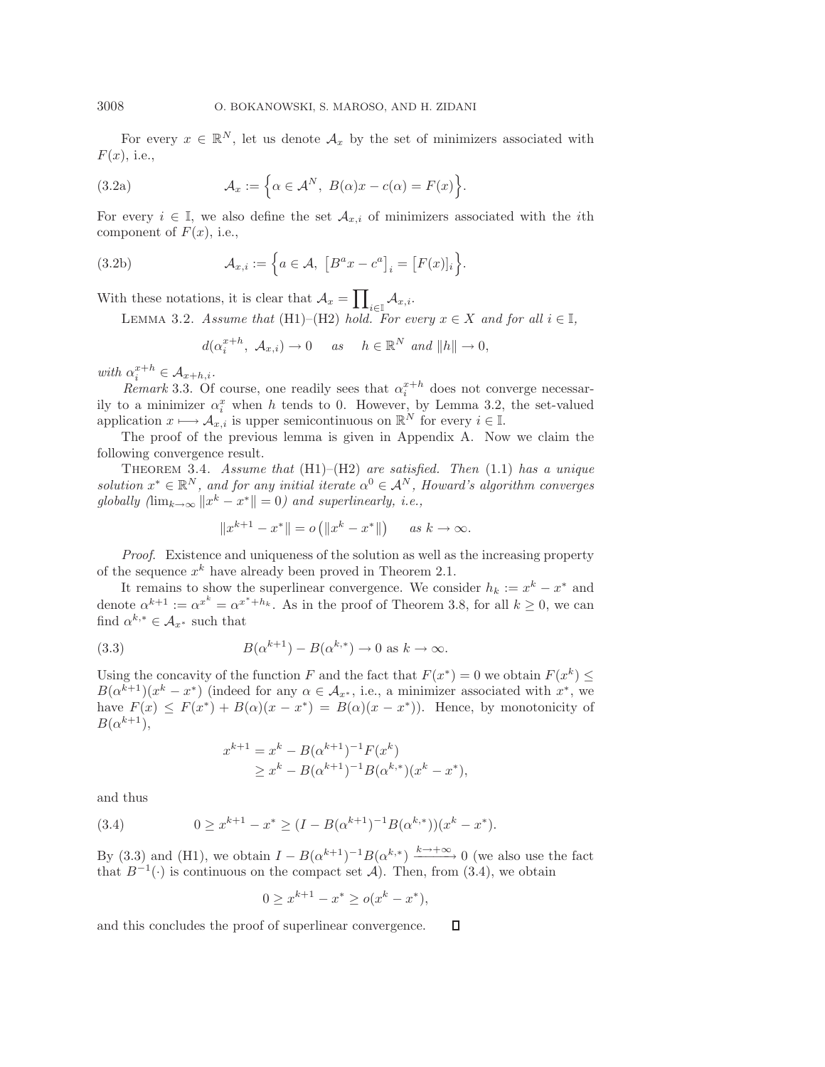For every $x \in \mathbb{R}^N$, let us denote $\mathcal{A}_x$ by the set of minimizers associated with $F(x)$, i.e.,

$$\mathcal{A}_x := \Big\{\alpha \in \mathcal{A}^N,\ B(\alpha)x - c(\alpha) = F(x)\Big\}. \tag{3.2a}$$

For every $i \in \mathbb{I}$, we also define the set $\mathcal{A}_{x,i}$ of minimizers associated with the $i$th component of $F(x)$, i.e.,

$$\mathcal{A}_{x,i} := \Big\{a \in \mathcal{A},\ \big[B^a x - c^a\big]_i = \big[F(x)\big]_i\Big\}. \tag{3.2b}$$

With these notations, it is clear that $\mathcal{A}_x = \prod_{i\in\mathbb{I}} \mathcal{A}_{x,i}$.

LEMMA 3.2. *Assume that* (H1)–(H2) *hold. For every $x \in X$ and for all $i \in \mathbb{I}$,*

$$d(\alpha_i^{x+h},\ \mathcal{A}_{x,i}) \to 0 \quad \text{as} \quad h \in \mathbb{R}^N \text{ and } \|h\| \to 0,$$

*with $\alpha_i^{x+h} \in \mathcal{A}_{x+h,i}$.*

*Remark* 3.3. Of course, one readily sees that $\alpha_i^{x+h}$ does not converge necessarily to a minimizer $\alpha_i^x$ when $h$ tends to 0. However, by Lemma 3.2, the set-valued application $x \longmapsto \mathcal{A}_{x,i}$ is upper semicontinuous on $\mathbb{R}^N$ for every $i \in \mathbb{I}$.

The proof of the previous lemma is given in Appendix A. Now we claim the following convergence result.

THEOREM 3.4. *Assume that* (H1)–(H2) *are satisfied. Then* (1.1) *has a unique solution $x^* \in \mathbb{R}^N$, and for any initial iterate $\alpha^0 \in \mathcal{A}^N$, Howard's algorithm converges globally ($\lim_{k\to\infty} \|x^k - x^*\| = 0$) and superlinearly, i.e.,*

$$\|x^{k+1} - x^*\| = o\left(\|x^k - x^*\|\right) \quad \text{as } k \to \infty.$$

*Proof.* Existence and uniqueness of the solution as well as the increasing property of the sequence $x^k$ have already been proved in Theorem 2.1.

It remains to show the superlinear convergence. We consider $h_k := x^k - x^*$ and denote $\alpha^{k+1} := \alpha^{x^k} = \alpha^{x^* + h_k}$. As in the proof of Theorem 3.8, for all $k \geq 0$, we can find $\alpha^{k,*} \in \mathcal{A}_{x^*}$ such that

$$B(\alpha^{k+1}) - B(\alpha^{k,*}) \to 0 \text{ as } k \to \infty. \tag{3.3}$$

Using the concavity of the function $F$ and the fact that $F(x^*) = 0$ we obtain $F(x^k) \leq B(\alpha^{k+1})(x^k - x^*)$ (indeed for any $\alpha \in \mathcal{A}_{x^*}$, i.e., a minimizer associated with $x^*$, we have $F(x) \leq F(x^*) + B(\alpha)(x - x^*) = B(\alpha)(x - x^*)$). Hence, by monotonicity of $B(\alpha^{k+1})$,

$$\begin{aligned} x^{k+1} &= x^k - B(\alpha^{k+1})^{-1} F(x^k) \\ &\geq x^k - B(\alpha^{k+1})^{-1} B(\alpha^{k,*})(x^k - x^*), \end{aligned}$$

and thus

$$0 \geq x^{k+1} - x^* \geq (I - B(\alpha^{k+1})^{-1} B(\alpha^{k,*}))(x^k - x^*). \tag{3.4}$$

By (3.3) and (H1), we obtain $I - B(\alpha^{k+1})^{-1} B(\alpha^{k,*}) \xrightarrow{k \to +\infty} 0$ (we also use the fact that $B^{-1}(\cdot)$ is continuous on the compact set $\mathcal{A}$). Then, from (3.4), we obtain

$$0 \geq x^{k+1} - x^* \geq o(x^k - x^*),$$

and this concludes the proof of superlinear convergence. $\square$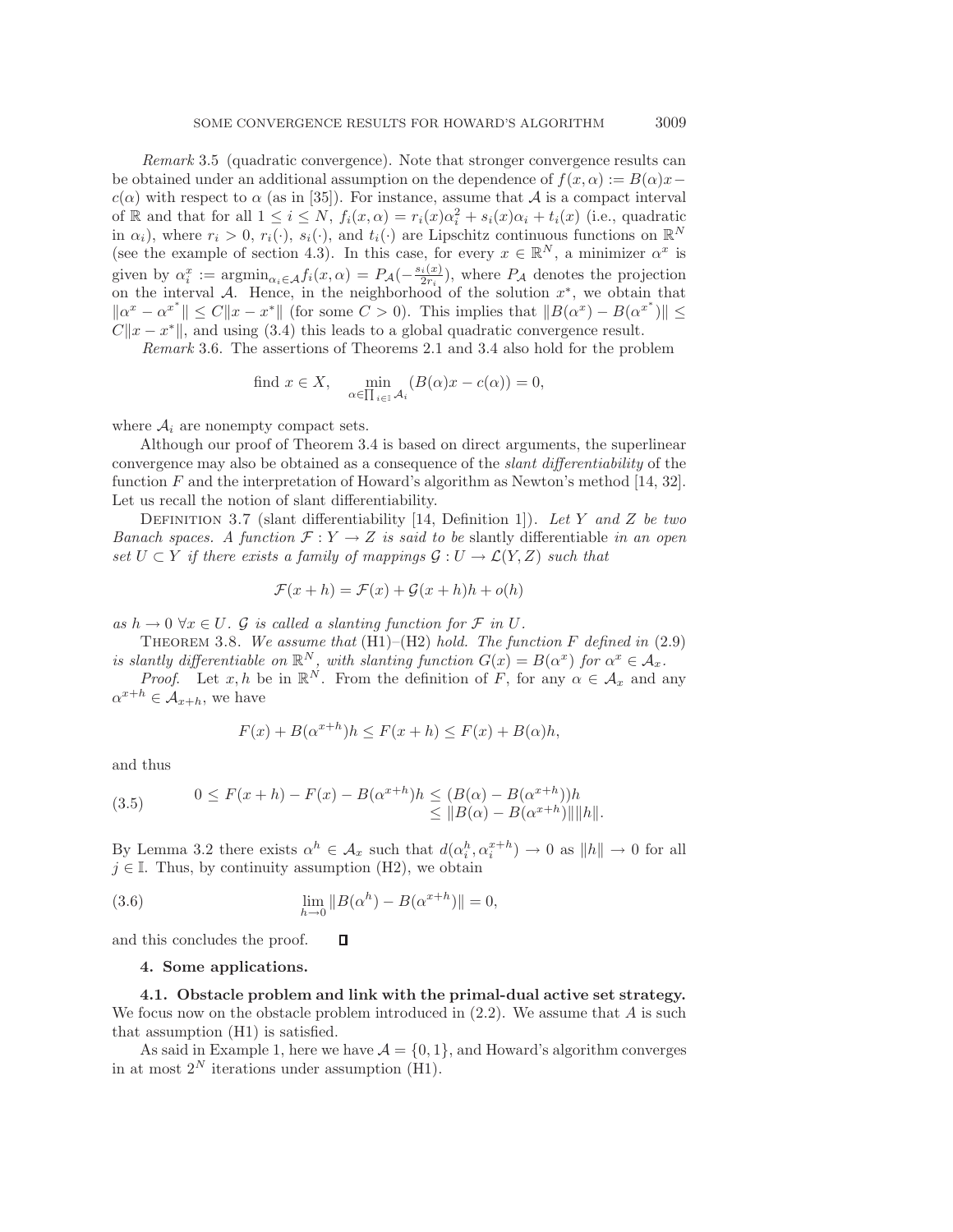*Remark* 3.5 (quadratic convergence). Note that stronger convergence results can be obtained under an additional assumption on the dependence of $f(x,\alpha) := B(\alpha)x - c(\alpha)$ with respect to $\alpha$ (as in [35]). For instance, assume that $\mathcal{A}$ is a compact interval of $\mathbb{R}$ and that for all $1 \le i \le N$, $f_i(x,\alpha) = r_i(x)\alpha_i^2 + s_i(x)\alpha_i + t_i(x)$ (i.e., quadratic in $\alpha_i$), where $r_i > 0$, $r_i(\cdot)$, $s_i(\cdot)$, and $t_i(\cdot)$ are Lipschitz continuous functions on $\mathbb{R}^N$ (see the example of section 4.3). In this case, for every $x \in \mathbb{R}^N$, a minimizer $\alpha^x$ is given by $\alpha_i^x := \text{argmin}_{\alpha_i \in \mathcal{A}} f_i(x,\alpha) = P_{\mathcal{A}}(-\frac{s_i(x)}{2r_i})$, where $P_{\mathcal{A}}$ denotes the projection on the interval $\mathcal{A}$. Hence, in the neighborhood of the solution $x^*$, we obtain that $\|\alpha^x - \alpha^{x^*}\| \le C\|x - x^*\|$ (for some $C > 0$). This implies that $\|B(\alpha^x) - B(\alpha^{x^*})\| \le C\|x - x^*\|$, and using (3.4) this leads to a global quadratic convergence result.

*Remark* 3.6. The assertions of Theorems 2.1 and 3.4 also hold for the problem

$$\text{find } x \in X, \quad \min_{\alpha \in \prod_{i \in \mathbb{I}} \mathcal{A}_i} (B(\alpha)x - c(\alpha)) = 0,$$

where $\mathcal{A}_i$ are nonempty compact sets.

Although our proof of Theorem 3.4 is based on direct arguments, the superlinear convergence may also be obtained as a consequence of the *slant differentiability* of the function $F$ and the interpretation of Howard's algorithm as Newton's method [14, 32]. Let us recall the notion of slant differentiability.

DEFINITION 3.7 (slant differentiability [14, Definition 1]). *Let $Y$ and $Z$ be two Banach spaces. A function $\mathcal{F} : Y \to Z$ is said to be* slantly differentiable *in an open set $U \subset Y$ if there exists a family of mappings $\mathcal{G} : U \to \mathcal{L}(Y,Z)$ such that*

$$\mathcal{F}(x+h) = \mathcal{F}(x) + \mathcal{G}(x+h)h + o(h)$$

*as $h \to 0$ $\forall x \in U$. $\mathcal{G}$ is called a slanting function for $\mathcal{F}$ in $U$.*

THEOREM 3.8. *We assume that* (H1)–(H2) *hold. The function $F$ defined in* (2.9) *is slantly differentiable on $\mathbb{R}^N$, with slanting function $G(x) = B(\alpha^x)$ for $\alpha^x \in \mathcal{A}_x$.*

*Proof.* Let $x, h$ be in $\mathbb{R}^N$. From the definition of $F$, for any $\alpha \in \mathcal{A}_x$ and any $\alpha^{x+h} \in \mathcal{A}_{x+h}$, we have

$$F(x) + B(\alpha^{x+h})h \le F(x+h) \le F(x) + B(\alpha)h,$$

and thus

$$(3.5) \qquad \begin{aligned} 0 \le F(x+h) - F(x) - B(\alpha^{x+h})h &\le (B(\alpha) - B(\alpha^{x+h}))h \\ &\le \|B(\alpha) - B(\alpha^{x+h})\|\|h\|. \end{aligned}$$

By Lemma 3.2 there exists $\alpha^h \in \mathcal{A}_x$ such that $d(\alpha_i^h, \alpha_i^{x+h}) \to 0$ as $\|h\| \to 0$ for all $j \in \mathbb{I}$. Thus, by continuity assumption (H2), we obtain

$$(3.6) \qquad \lim_{h \to 0} \|B(\alpha^h) - B(\alpha^{x+h})\| = 0,$$

and this concludes the proof. ∎

## 4. Some applications.

### 4.1. Obstacle problem and link with the primal-dual active set strategy.

We focus now on the obstacle problem introduced in (2.2). We assume that $A$ is such that assumption (H1) is satisfied.

As said in Example 1, here we have $\mathcal{A} = \{0, 1\}$, and Howard's algorithm converges in at most $2^N$ iterations under assumption (H1).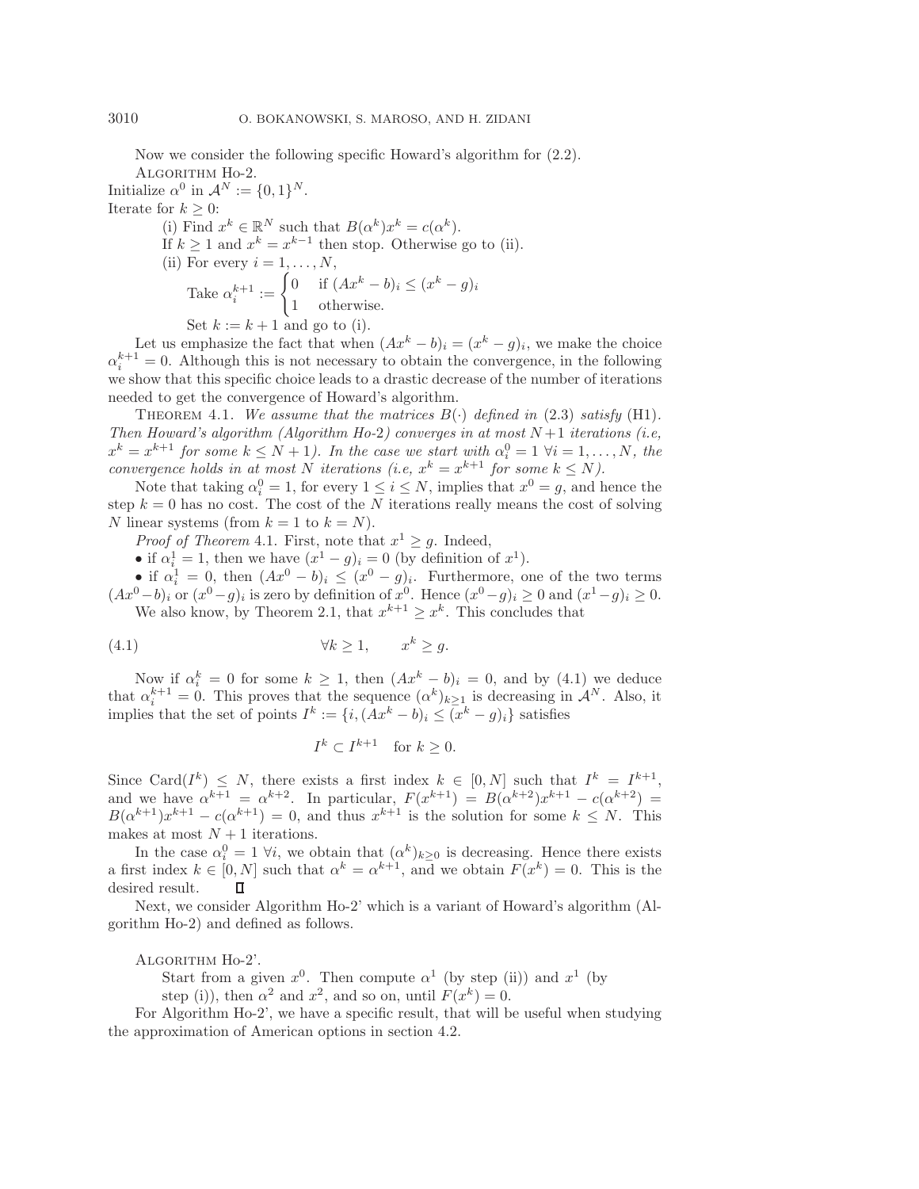Now we consider the following specific Howard's algorithm for (2.2).

Algorithm Ho-2.

Initialize $\alpha^0$ in $\mathcal{A}^N := \{0,1\}^N$.

Iterate for $k \geq 0$:

(i) Find $x^k \in \mathbb{R}^N$ such that $B(\alpha^k)x^k = c(\alpha^k)$.

If $k \geq 1$ and $x^k = x^{k-1}$ then stop. Otherwise go to (ii).

(ii) For every $i = 1, \ldots, N$,

Take $\alpha_i^{k+1} := \begin{cases} 0 & \text{if } (Ax^k - b)_i \leq (x^k - g)_i \\ 1 & \text{otherwise.} \end{cases}$

Set $k := k+1$ and go to (i).

Let us emphasize the fact that when $(Ax^k - b)_i = (x^k - g)_i$, we make the choice $\alpha_i^{k+1} = 0$. Although this is not necessary to obtain the convergence, in the following we show that this specific choice leads to a drastic decrease of the number of iterations needed to get the convergence of Howard's algorithm.

Theorem 4.1. *We assume that the matrices $B(\cdot)$ defined in* (2.3) *satisfy* (H1). *Then Howard's algorithm (Algorithm Ho-2) converges in at most $N+1$ iterations (i.e, $x^k = x^{k+1}$ for some $k \leq N+1$). In the case we start with $\alpha_i^0 = 1$ $\forall i = 1, \ldots, N$, the convergence holds in at most $N$ iterations (i.e, $x^k = x^{k+1}$ for some $k \leq N$).*

Note that taking $\alpha_i^0 = 1$, for every $1 \leq i \leq N$, implies that $x^0 = g$, and hence the step $k = 0$ has no cost. The cost of the $N$ iterations really means the cost of solving $N$ linear systems (from $k = 1$ to $k = N$).

*Proof of Theorem* 4.1. First, note that $x^1 \geq g$. Indeed,

- if $\alpha_i^1 = 1$, then we have $(x^1 - g)_i = 0$ (by definition of $x^1$).
- if $\alpha_i^1 = 0$, then $(Ax^0 - b)_i \leq (x^0 - g)_i$. Furthermore, one of the two terms $(Ax^0 - b)_i$ or $(x^0 - g)_i$ is zero by definition of $x^0$. Hence $(x^0 - g)_i \geq 0$ and $(x^1 - g)_i \geq 0$.

We also know, by Theorem 2.1, that $x^{k+1} \geq x^k$. This concludes that

$$\forall k \geq 1, \qquad x^k \geq g. \tag{4.1}$$

Now if $\alpha_i^k = 0$ for some $k \geq 1$, then $(Ax^k - b)_i = 0$, and by (4.1) we deduce that $\alpha_i^{k+1} = 0$. This proves that the sequence $(\alpha^k)_{k \geq 1}$ is decreasing in $\mathcal{A}^N$. Also, it implies that the set of points $I^k := \{i, (Ax^k - b)_i \leq (x^k - g)_i\}$ satisfies

$$I^k \subset I^{k+1} \quad \text{for } k \geq 0.$$

Since $\mathrm{Card}(I^k) \leq N$, there exists a first index $k \in [0, N]$ such that $I^k = I^{k+1}$, and we have $\alpha^{k+1} = \alpha^{k+2}$. In particular, $F(x^{k+1}) = B(\alpha^{k+2})x^{k+1} - c(\alpha^{k+2}) = B(\alpha^{k+1})x^{k+1} - c(\alpha^{k+1}) = 0$, and thus $x^{k+1}$ is the solution for some $k \leq N$. This makes at most $N+1$ iterations.

In the case $\alpha_i^0 = 1$ $\forall i$, we obtain that $(\alpha^k)_{k \geq 0}$ is decreasing. Hence there exists a first index $k \in [0, N]$ such that $\alpha^k = \alpha^{k+1}$, and we obtain $F(x^k) = 0$. This is the desired result. $\square$

Next, we consider Algorithm Ho-2' which is a variant of Howard's algorithm (Algorithm Ho-2) and defined as follows.

Algorithm Ho-2'.

Start from a given $x^0$. Then compute $\alpha^1$ (by step (ii)) and $x^1$ (by step (i)), then $\alpha^2$ and $x^2$, and so on, until $F(x^k) = 0$.

For Algorithm Ho-2', we have a specific result, that will be useful when studying the approximation of American options in section 4.2.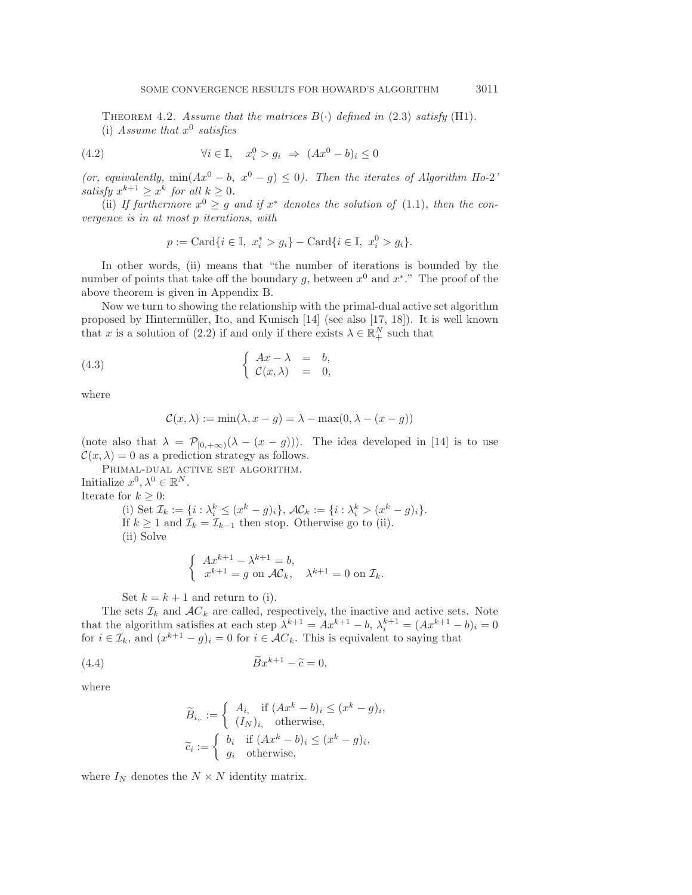THEOREM 4.2. *Assume that the matrices $B(\cdot)$ defined in* (2.3) *satisfy* (H1).

(i) *Assume that $x^0$ satisfies*

$$\forall i \in \mathbb{I}, \quad x_i^0 > g_i \;\Rightarrow\; (Ax^0 - b)_i \le 0 \tag{4.2}$$

*(or, equivalently,* $\min(Ax^0 - b,\ x^0 - g) \le 0$*). Then the iterates of Algorithm Ho-2' satisfy $x^{k+1} \ge x^k$ for all $k \ge 0$.*

(ii) *If furthermore $x^0 \ge g$ and if $x^*$ denotes the solution of* (1.1)*, then the convergence is in at most $p$ iterations, with*

$$p := \mathrm{Card}\{i \in \mathbb{I},\ x_i^* > g_i\} - \mathrm{Card}\{i \in \mathbb{I},\ x_i^0 > g_i\}.$$

In other words, (ii) means that "the number of iterations is bounded by the number of points that take off the boundary $g$, between $x^0$ and $x^*$." The proof of the above theorem is given in Appendix B.

Now we turn to showing the relationship with the primal-dual active set algorithm proposed by Hintermüller, Ito, and Kunisch [14] (see also [17, 18]). It is well known that $x$ is a solution of (2.2) if and only if there exists $\lambda \in \mathbb{R}_+^N$ such that

$$\left\{ \begin{array}{rcl} Ax - \lambda & = & b, \\ \mathcal{C}(x, \lambda) & = & 0, \end{array} \right. \tag{4.3}$$

where

$$\mathcal{C}(x, \lambda) := \min(\lambda, x - g) = \lambda - \max(0, \lambda - (x - g))$$

(note also that $\lambda = \mathcal{P}_{[0,+\infty)}(\lambda - (x - g))$). The idea developed in [14] is to use $\mathcal{C}(x, \lambda) = 0$ as a prediction strategy as follows.

PRIMAL-DUAL ACTIVE SET ALGORITHM.
Initialize $x^0, \lambda^0 \in \mathbb{R}^N$.
Iterate for $k \ge 0$:

(i) Set $\mathcal{I}_k := \{i : \lambda_i^k \le (x^k - g)_i\}$, $\mathcal{AC}_k := \{i : \lambda_i^k > (x^k - g)_i\}$.
If $k \ge 1$ and $\mathcal{I}_k = \mathcal{I}_{k-1}$ then stop. Otherwise go to (ii).

(ii) Solve

$$\left\{ \begin{array}{l} Ax^{k+1} - \lambda^{k+1} = b, \\ x^{k+1} = g \text{ on } \mathcal{AC}_k, \quad \lambda^{k+1} = 0 \text{ on } \mathcal{I}_k. \end{array} \right.$$

Set $k = k + 1$ and return to (i).

The sets $\mathcal{I}_k$ and $\mathcal{AC}_k$ are called, respectively, the inactive and active sets. Note that the algorithm satisfies at each step $\lambda^{k+1} = Ax^{k+1} - b$, $\lambda_i^{k+1} = (Ax^{k+1} - b)_i = 0$ for $i \in \mathcal{I}_k$, and $(x^{k+1} - g)_i = 0$ for $i \in \mathcal{AC}_k$. This is equivalent to saying that

$$\widetilde{B} x^{k+1} - \widetilde{c} = 0, \tag{4.4}$$

where

$$\widetilde{B}_{i,.} := \left\{ \begin{array}{ll} A_{i,} & \text{if } (Ax^k - b)_i \le (x^k - g)_i, \\ (I_N)_{i,} & \text{otherwise,} \end{array} \right.$$

$$\widetilde{c}_i := \left\{ \begin{array}{ll} b_i & \text{if } (Ax^k - b)_i \le (x^k - g)_i, \\ g_i & \text{otherwise,} \end{array} \right.$$

where $I_N$ denotes the $N \times N$ identity matrix.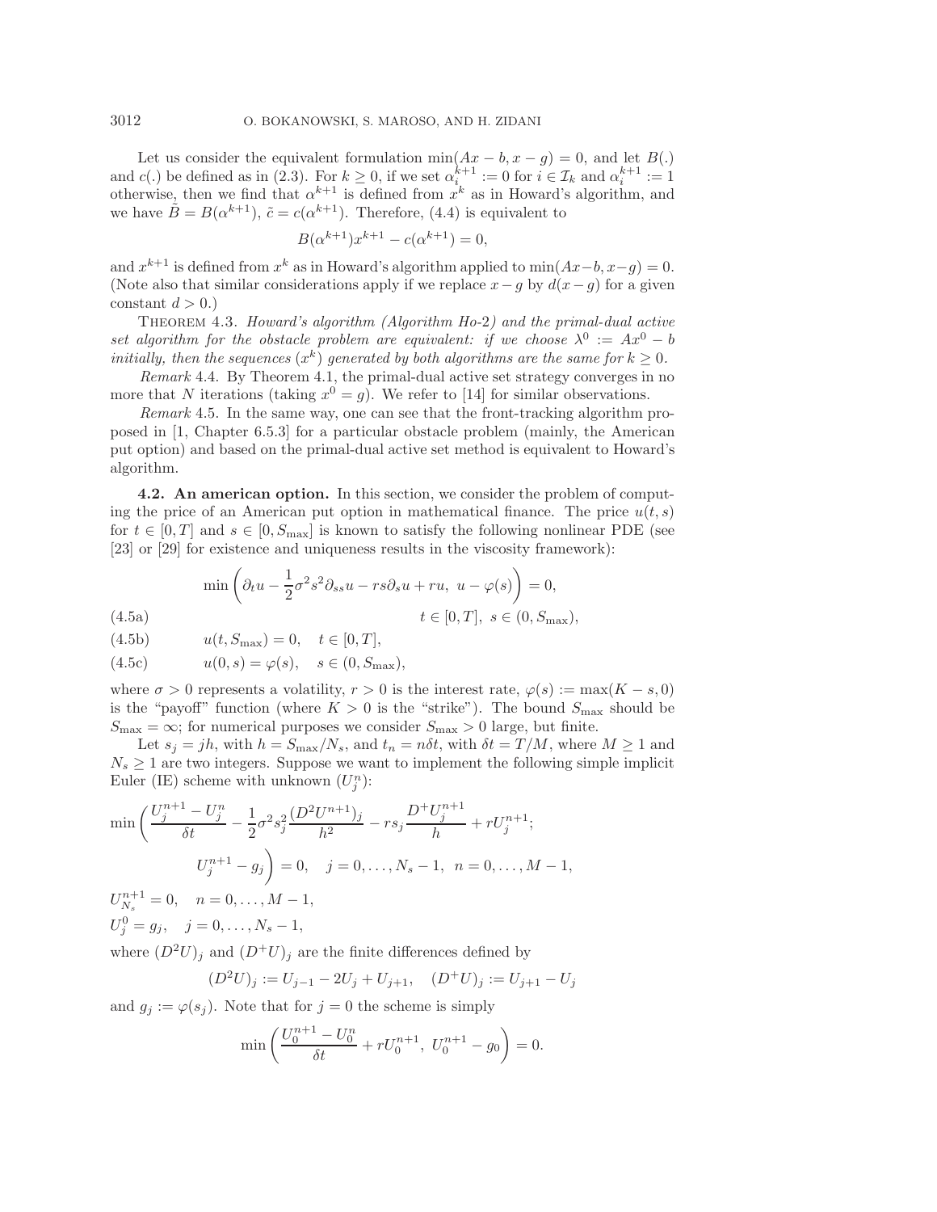Let us consider the equivalent formulation $\min(Ax - b, x - g) = 0$, and let $B(.)$ and $c(.)$ be defined as in (2.3). For $k \geq 0$, if we set $\alpha_i^{k+1} := 0$ for $i \in \mathcal{I}_k$ and $\alpha_i^{k+1} := 1$ otherwise, then we find that $\alpha^{k+1}$ is defined from $x^k$ as in Howard's algorithm, and we have $\tilde{B} = B(\alpha^{k+1})$, $\tilde{c} = c(\alpha^{k+1})$. Therefore, (4.4) is equivalent to

$$B(\alpha^{k+1})x^{k+1} - c(\alpha^{k+1}) = 0,$$

and $x^{k+1}$ is defined from $x^k$ as in Howard's algorithm applied to $\min(Ax-b, x-g) = 0$. (Note also that similar considerations apply if we replace $x - g$ by $d(x - g)$ for a given constant $d > 0$.)

Theorem 4.3. *Howard's algorithm (Algorithm Ho-2) and the primal-dual active set algorithm for the obstacle problem are equivalent: if we choose $\lambda^0 := Ax^0 - b$ initially, then the sequences $(x^k)$ generated by both algorithms are the same for $k \geq 0$.*

*Remark* 4.4. By Theorem 4.1, the primal-dual active set strategy converges in no more that $N$ iterations (taking $x^0 = g$). We refer to [14] for similar observations.

*Remark* 4.5. In the same way, one can see that the front-tracking algorithm proposed in [1, Chapter 6.5.3] for a particular obstacle problem (mainly, the American put option) and based on the primal-dual active set method is equivalent to Howard's algorithm.

**4.2. An american option.** In this section, we consider the problem of computing the price of an American put option in mathematical finance. The price $u(t, s)$ for $t \in [0, T]$ and $s \in [0, S_{\max}]$ is known to satisfy the following nonlinear PDE (see [23] or [29] for existence and uniqueness results in the viscosity framework):

$$\min\left(\partial_t u - \frac{1}{2}\sigma^2 s^2 \partial_{ss} u - rs\partial_s u + ru,\ u - \varphi(s)\right) = 0, \qquad t \in [0, T],\ s \in (0, S_{\max}), \tag{4.5a}$$

$$u(t, S_{\max}) = 0, \quad t \in [0, T], \tag{4.5b}$$

$$u(0, s) = \varphi(s), \quad s \in (0, S_{\max}), \tag{4.5c}$$

where $\sigma > 0$ represents a volatility, $r > 0$ is the interest rate, $\varphi(s) := \max(K - s, 0)$ is the "payoff" function (where $K > 0$ is the "strike"). The bound $S_{\max}$ should be $S_{\max} = \infty$; for numerical purposes we consider $S_{\max} > 0$ large, but finite.

Let $s_j = jh$, with $h = S_{\max}/N_s$, and $t_n = n\delta t$, with $\delta t = T/M$, where $M \geq 1$ and $N_s \geq 1$ are two integers. Suppose we want to implement the following simple implicit Euler (IE) scheme with unknown $(U_j^n)$:

$$\min\Bigg(\frac{U_j^{n+1} - U_j^n}{\delta t} - \frac{1}{2}\sigma^2 s_j^2 \frac{(D^2 U^{n+1})_j}{h^2} - rs_j \frac{D^+ U_j^{n+1}}{h} + rU_j^{n+1};$$
$$U_j^{n+1} - g_j\Bigg) = 0, \quad j = 0, \ldots, N_s - 1,\ n = 0, \ldots, M - 1,$$

$U_{N_s}^{n+1} = 0, \quad n = 0, \ldots, M - 1,$

$U_j^0 = g_j, \quad j = 0, \ldots, N_s - 1,$

where $(D^2 U)_j$ and $(D^+ U)_j$ are the finite differences defined by

$$(D^2 U)_j := U_{j-1} - 2U_j + U_{j+1}, \quad (D^+ U)_j := U_{j+1} - U_j$$

and $g_j := \varphi(s_j)$. Note that for $j = 0$ the scheme is simply

$$\min\left(\frac{U_0^{n+1} - U_0^n}{\delta t} + rU_0^{n+1},\ U_0^{n+1} - g_0\right) = 0.$$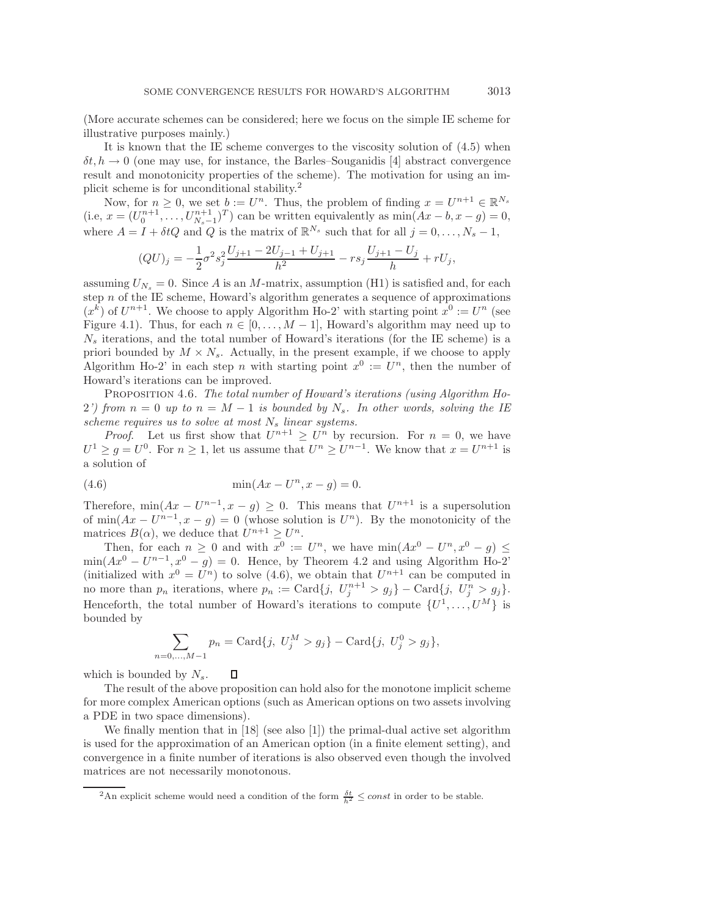(More accurate schemes can be considered; here we focus on the simple IE scheme for illustrative purposes mainly.)

It is known that the IE scheme converges to the viscosity solution of (4.5) when $\delta t, h \to 0$ (one may use, for instance, the Barles–Souganidis [4] abstract convergence result and monotonicity properties of the scheme). The motivation for using an implicit scheme is for unconditional stability.[2]

Now, for $n \geq 0$, we set $b := U^n$. Thus, the problem of finding $x = U^{n+1} \in \mathbb{R}^{N_s}$ (i.e, $x = (U_0^{n+1}, \ldots, U_{N_s-1}^{n+1})^T$) can be written equivalently as $\min(Ax - b, x - g) = 0$, where $A = I + \delta t Q$ and $Q$ is the matrix of $\mathbb{R}^{N_s}$ such that for all $j = 0, \ldots, N_s - 1$,

$$(QU)_j = -\frac{1}{2}\sigma^2 s_j^2 \frac{U_{j+1} - 2U_{j-1} + U_{j+1}}{h^2} - rs_j \frac{U_{j+1} - U_j}{h} + rU_j,$$

assuming $U_{N_s} = 0$. Since $A$ is an $M$-matrix, assumption (H1) is satisfied and, for each step $n$ of the IE scheme, Howard's algorithm generates a sequence of approximations $(x^k)$ of $U^{n+1}$. We choose to apply Algorithm Ho-2' with starting point $x^0 := U^n$ (see Figure 4.1). Thus, for each $n \in [0, \ldots, M-1]$, Howard's algorithm may need up to $N_s$ iterations, and the total number of Howard's iterations (for the IE scheme) is a priori bounded by $M \times N_s$. Actually, in the present example, if we choose to apply Algorithm Ho-2' in each step $n$ with starting point $x^0 := U^n$, then the number of Howard's iterations can be improved.

Proposition 4.6. *The total number of Howard's iterations (using Algorithm Ho-2') from $n = 0$ up to $n = M - 1$ is bounded by $N_s$. In other words, solving the IE scheme requires us to solve at most $N_s$ linear systems.*

*Proof.* Let us first show that $U^{n+1} \geq U^n$ by recursion. For $n = 0$, we have $U^1 \geq g = U^0$. For $n \geq 1$, let us assume that $U^n \geq U^{n-1}$. We know that $x = U^{n+1}$ is a solution of

$$\min(Ax - U^n, x - g) = 0. \tag{4.6}$$

Therefore, $\min(Ax - U^{n-1}, x - g) \geq 0$. This means that $U^{n+1}$ is a supersolution of $\min(Ax - U^{n-1}, x - g) = 0$ (whose solution is $U^n$). By the monotonicity of the matrices $B(\alpha)$, we deduce that $U^{n+1} \geq U^n$.

Then, for each $n \geq 0$ and with $x^0 := U^n$, we have $\min(Ax^0 - U^n, x^0 - g) \leq \min(Ax^0 - U^{n-1}, x^0 - g) = 0$. Hence, by Theorem 4.2 and using Algorithm Ho-2' (initialized with $x^0 = U^n$) to solve (4.6), we obtain that $U^{n+1}$ can be computed in no more than $p_n$ iterations, where $p_n := \text{Card}\{j,\ U_j^{n+1} > g_j\} - \text{Card}\{j,\ U_j^n > g_j\}$. Henceforth, the total number of Howard's iterations to compute $\{U^1, \ldots, U^M\}$ is bounded by

$$\sum_{n=0,\ldots,M-1} p_n = \text{Card}\{j,\ U_j^M > g_j\} - \text{Card}\{j,\ U_j^0 > g_j\},$$

which is bounded by $N_s$. $\square$

The result of the above proposition can hold also for the monotone implicit scheme for more complex American options (such as American options on two assets involving a PDE in two space dimensions).

We finally mention that in [18] (see also [1]) the primal-dual active set algorithm is used for the approximation of an American option (in a finite element setting), and convergence in a finite number of iterations is also observed even though the involved matrices are not necessarily monotonous.

[2] An explicit scheme would need a condition of the form $\frac{\delta t}{h^2} \leq const$ in order to be stable.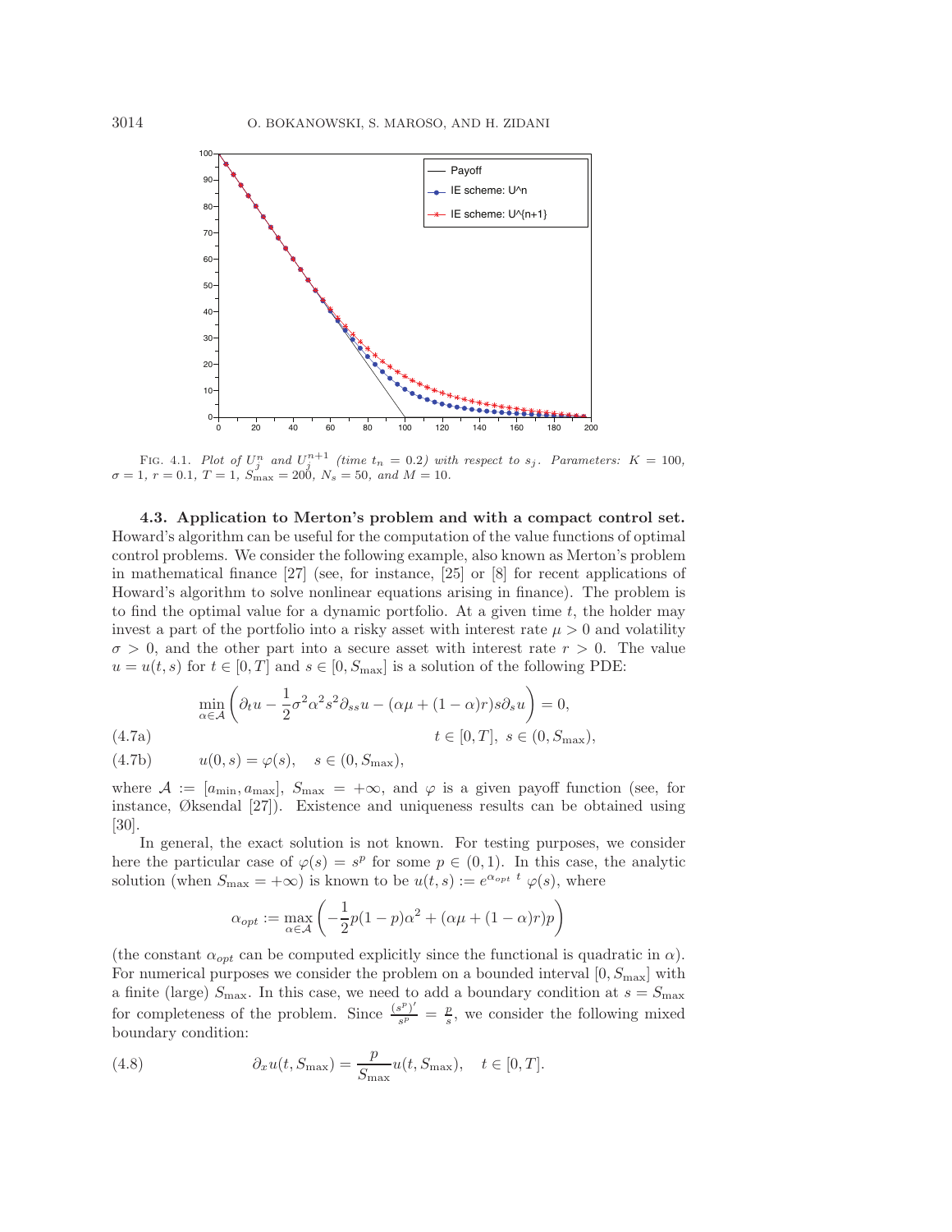FIG. 4.1. *Plot of $U_j^n$ and $U_j^{n+1}$ (time $t_n = 0.2$) with respect to $s_j$. Parameters: $K = 100$, $\sigma = 1$, $r = 0.1$, $T = 1$, $S_{\max} = 200$, $N_s = 50$, and $M = 10$.*

**4.3. Application to Merton's problem and with a compact control set.** Howard's algorithm can be useful for the computation of the value functions of optimal control problems. We consider the following example, also known as Merton's problem in mathematical finance [27] (see, for instance, [25] or [8] for recent applications of Howard's algorithm to solve nonlinear equations arising in finance). The problem is to find the optimal value for a dynamic portfolio. At a given time $t$, the holder may invest a part of the portfolio into a risky asset with interest rate $\mu > 0$ and volatility $\sigma > 0$, and the other part into a secure asset with interest rate $r > 0$. The value $u = u(t, s)$ for $t \in [0, T]$ and $s \in [0, S_{\max}]$ is a solution of the following PDE:

$$\min_{\alpha \in \mathcal{A}} \left( \partial_t u - \frac{1}{2}\sigma^2 \alpha^2 s^2 \partial_{ss} u - (\alpha\mu + (1-\alpha)r) s \partial_s u \right) = 0, \qquad t \in [0,T],\ s \in (0, S_{\max}), \tag{4.7a}$$

$$u(0, s) = \varphi(s), \quad s \in (0, S_{\max}), \tag{4.7b}$$

where $\mathcal{A} := [a_{\min}, a_{\max}]$, $S_{\max} = +\infty$, and $\varphi$ is a given payoff function (see, for instance, Øksendal [27]). Existence and uniqueness results can be obtained using [30].

In general, the exact solution is not known. For testing purposes, we consider here the particular case of $\varphi(s) = s^p$ for some $p \in (0, 1)$. In this case, the analytic solution (when $S_{\max} = +\infty$) is known to be $u(t, s) := e^{\alpha_{opt}\ t}\ \varphi(s)$, where

$$\alpha_{opt} := \max_{\alpha \in \mathcal{A}} \left( -\frac{1}{2} p(1-p)\alpha^2 + (\alpha\mu + (1-\alpha)r)p \right)$$

(the constant $\alpha_{opt}$ can be computed explicitly since the functional is quadratic in $\alpha$). For numerical purposes we consider the problem on a bounded interval $[0, S_{\max}]$ with a finite (large) $S_{\max}$. In this case, we need to add a boundary condition at $s = S_{\max}$ for completeness of the problem. Since $\frac{(s^p)'}{s^p} = \frac{p}{s}$, we consider the following mixed boundary condition:

$$\partial_x u(t, S_{\max}) = \frac{p}{S_{\max}} u(t, S_{\max}), \quad t \in [0, T]. \tag{4.8}$$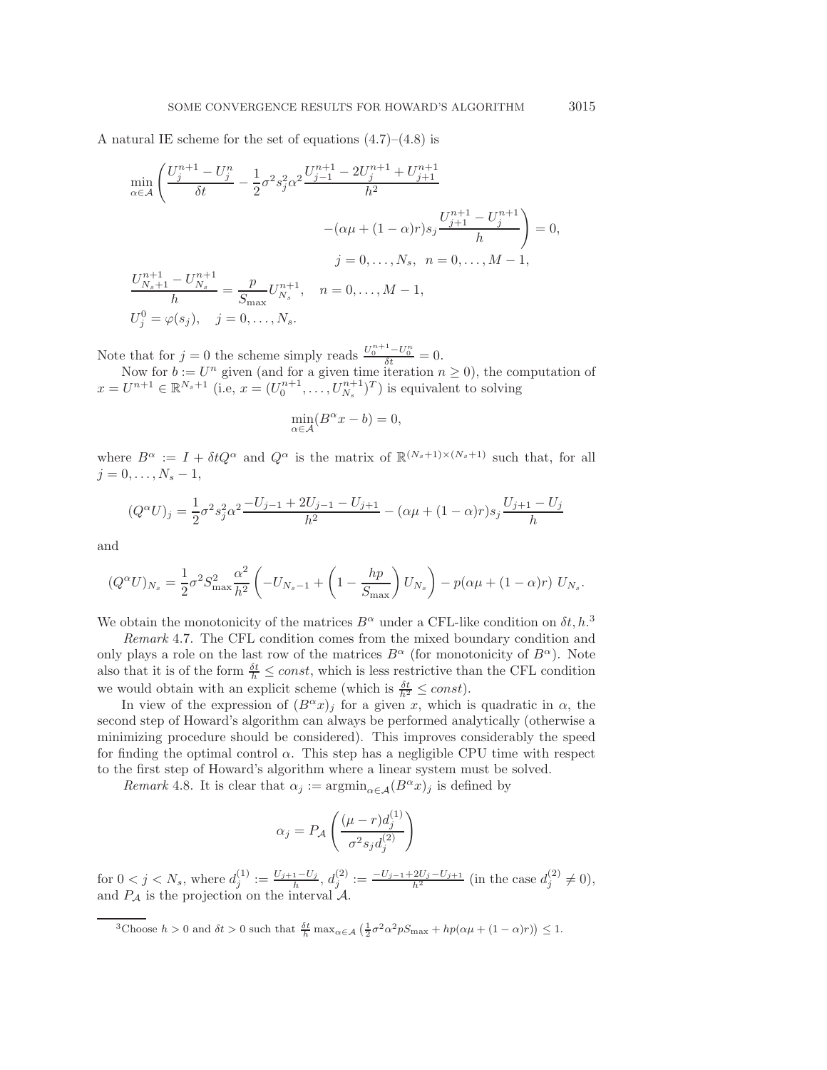A natural IE scheme for the set of equations (4.7)–(4.8) is

$$\min_{\alpha\in\mathcal{A}}\left(\frac{U_j^{n+1}-U_j^n}{\delta t}-\frac{1}{2}\sigma^2 s_j^2\alpha^2\frac{U_{j-1}^{n+1}-2U_j^{n+1}+U_{j+1}^{n+1}}{h^2}\right.$$
$$\left.-(\alpha\mu+(1-\alpha)r)s_j\frac{U_{j+1}^{n+1}-U_j^{n+1}}{h}\right)=0,$$
$$j=0,\ldots,N_s,\quad n=0,\ldots,M-1,$$
$$\frac{U_{N_s+1}^{n+1}-U_{N_s}^{n+1}}{h}=\frac{p}{S_{\max}}U_{N_s}^{n+1},\quad n=0,\ldots,M-1,$$
$$U_j^0=\varphi(s_j),\quad j=0,\ldots,N_s.$$

Note that for $j=0$ the scheme simply reads $\frac{U_0^{n+1}-U_0^n}{\delta t}=0$.

Now for $b:=U^n$ given (and for a given time iteration $n\geq 0$), the computation of $x=U^{n+1}\in\mathbb{R}^{N_s+1}$ (i.e, $x=(U_0^{n+1},\ldots,U_{N_s}^{n+1})^T$) is equivalent to solving

$$\min_{\alpha\in\mathcal{A}}(B^\alpha x-b)=0,$$

where $B^\alpha:=I+\delta t Q^\alpha$ and $Q^\alpha$ is the matrix of $\mathbb{R}^{(N_s+1)\times(N_s+1)}$ such that, for all $j=0,\ldots,N_s-1$,

$$(Q^\alpha U)_j=\frac{1}{2}\sigma^2 s_j^2\alpha^2\frac{-U_{j-1}+2U_{j-1}-U_{j+1}}{h^2}-(\alpha\mu+(1-\alpha)r)s_j\frac{U_{j+1}-U_j}{h}$$

and

$$(Q^\alpha U)_{N_s}=\frac{1}{2}\sigma^2 S_{\max}^2\frac{\alpha^2}{h^2}\left(-U_{N_s-1}+\left(1-\frac{hp}{S_{\max}}\right)U_{N_s}\right)-p(\alpha\mu+(1-\alpha)r)\;U_{N_s}.$$

We obtain the monotonicity of the matrices $B^\alpha$ under a CFL-like condition on $\delta t, h$.[3]

*Remark* 4.7. The CFL condition comes from the mixed boundary condition and only plays a role on the last row of the matrices $B^\alpha$ (for monotonicity of $B^\alpha$). Note also that it is of the form $\frac{\delta t}{h}\leq const$, which is less restrictive than the CFL condition we would obtain with an explicit scheme (which is $\frac{\delta t}{h^2}\leq const$).

In view of the expression of $(B^\alpha x)_j$ for a given $x$, which is quadratic in $\alpha$, the second step of Howard's algorithm can always be performed analytically (otherwise a minimizing procedure should be considered). This improves considerably the speed for finding the optimal control $\alpha$. This step has a negligible CPU time with respect to the first step of Howard's algorithm where a linear system must be solved.

*Remark* 4.8. It is clear that $\alpha_j:=\operatorname{argmin}_{\alpha\in\mathcal{A}}(B^\alpha x)_j$ is defined by

$$\alpha_j=P_{\mathcal{A}}\left(\frac{(\mu-r)d_j^{(1)}}{\sigma^2 s_j d_j^{(2)}}\right)$$

for $0<j<N_s$, where $d_j^{(1)}:=\frac{U_{j+1}-U_j}{h}$, $d_j^{(2)}:=\frac{-U_{j-1}+2U_j-U_{j+1}}{h^2}$ (in the case $d_j^{(2)}\neq 0$), and $P_{\mathcal{A}}$ is the projection on the interval $\mathcal{A}$.

---

[3] Choose $h>0$ and $\delta t>0$ such that $\frac{\delta t}{h}\max_{\alpha\in\mathcal{A}}\left(\frac{1}{2}\sigma^2\alpha^2 pS_{\max}+hp(\alpha\mu+(1-\alpha)r)\right)\leq 1$.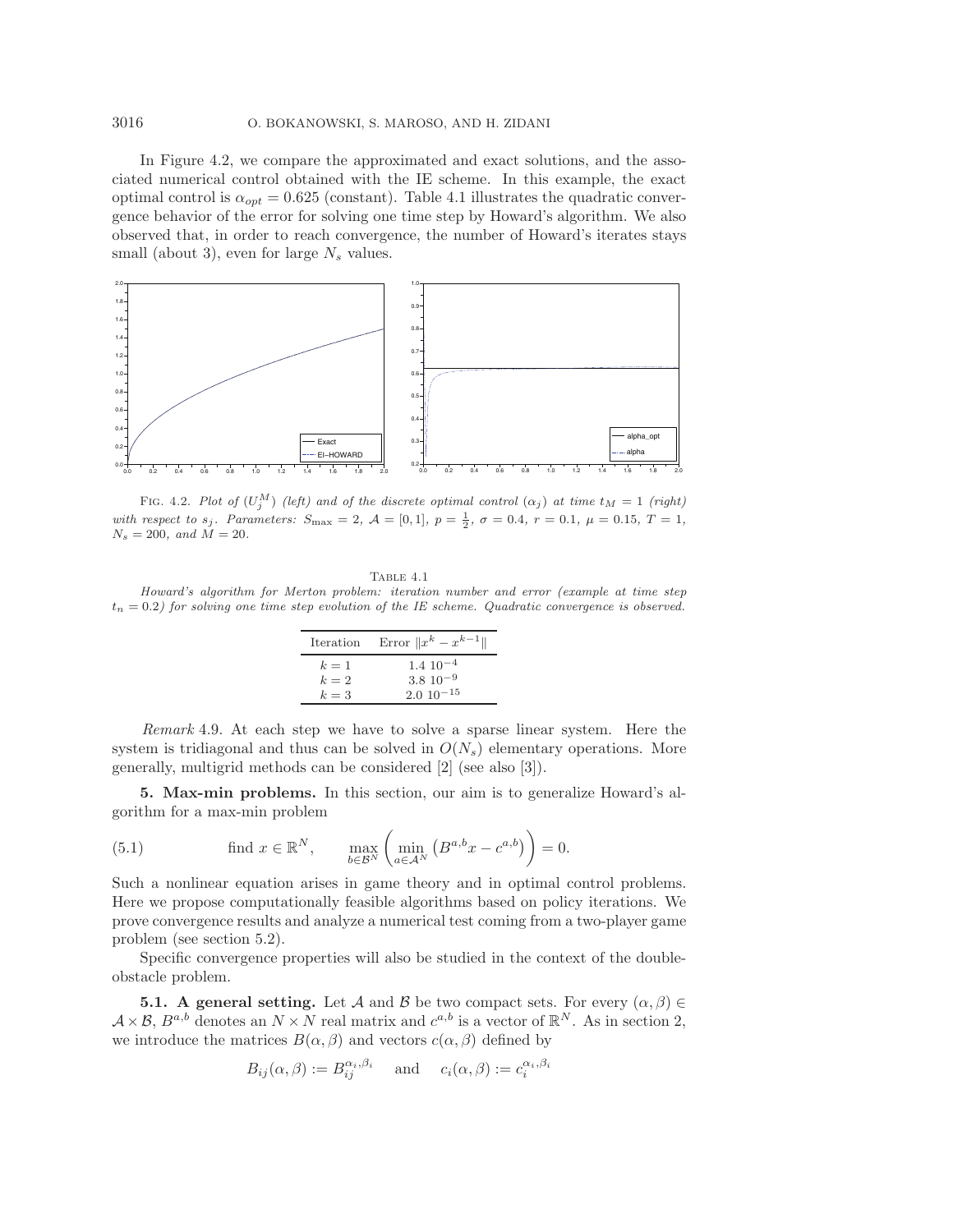In Figure 4.2, we compare the approximated and exact solutions, and the associated numerical control obtained with the IE scheme. In this example, the exact optimal control is $\alpha_{opt} = 0.625$ (constant). Table 4.1 illustrates the quadratic convergence behavior of the error for solving one time step by Howard's algorithm. We also observed that, in order to reach convergence, the number of Howard's iterates stays small (about 3), even for large $N_s$ values.

FIG. 4.2. *Plot of $(U_j^M)$ (left) and of the discrete optimal control $(\alpha_j)$ at time $t_M = 1$ (right) with respect to $s_j$. Parameters: $S_{\max} = 2$, $\mathcal{A} = [0,1]$, $p = \frac{1}{2}$, $\sigma = 0.4$, $r = 0.1$, $\mu = 0.15$, $T = 1$, $N_s = 200$, and $M = 20$.*

TABLE 4.1

*Howard's algorithm for Merton problem: iteration number and error (example at time step $t_n = 0.2$) for solving one time step evolution of the IE scheme. Quadratic convergence is observed.*

| Iteration | Error $\|x^k - x^{k-1}\|$ |
|---|---|
| $k = 1$ | $1.4\ 10^{-4}$ |
| $k = 2$ | $3.8\ 10^{-9}$ |
| $k = 3$ | $2.0\ 10^{-15}$ |

*Remark* 4.9. At each step we have to solve a sparse linear system. Here the system is tridiagonal and thus can be solved in $O(N_s)$ elementary operations. More generally, multigrid methods can be considered [2] (see also [3]).

## 5. Max-min problems.

In this section, our aim is to generalize Howard's algorithm for a max-min problem

$$\text{(5.1)} \qquad \text{find } x \in \mathbb{R}^N, \qquad \max_{b \in \mathcal{B}^N} \left( \min_{a \in \mathcal{A}^N} \left( B^{a,b} x - c^{a,b} \right) \right) = 0.$$

Such a nonlinear equation arises in game theory and in optimal control problems. Here we propose computationally feasible algorithms based on policy iterations. We prove convergence results and analyze a numerical test coming from a two-player game problem (see section 5.2).

Specific convergence properties will also be studied in the context of the double-obstacle problem.

### 5.1. A general setting.

Let $\mathcal{A}$ and $\mathcal{B}$ be two compact sets. For every $(\alpha, \beta) \in \mathcal{A} \times \mathcal{B}$, $B^{a,b}$ denotes an $N \times N$ real matrix and $c^{a,b}$ is a vector of $\mathbb{R}^N$. As in section 2, we introduce the matrices $B(\alpha, \beta)$ and vectors $c(\alpha, \beta)$ defined by

$$B_{ij}(\alpha, \beta) := B_{ij}^{\alpha_i, \beta_i} \quad \text{and} \quad c_i(\alpha, \beta) := c_i^{\alpha_i, \beta_i}$$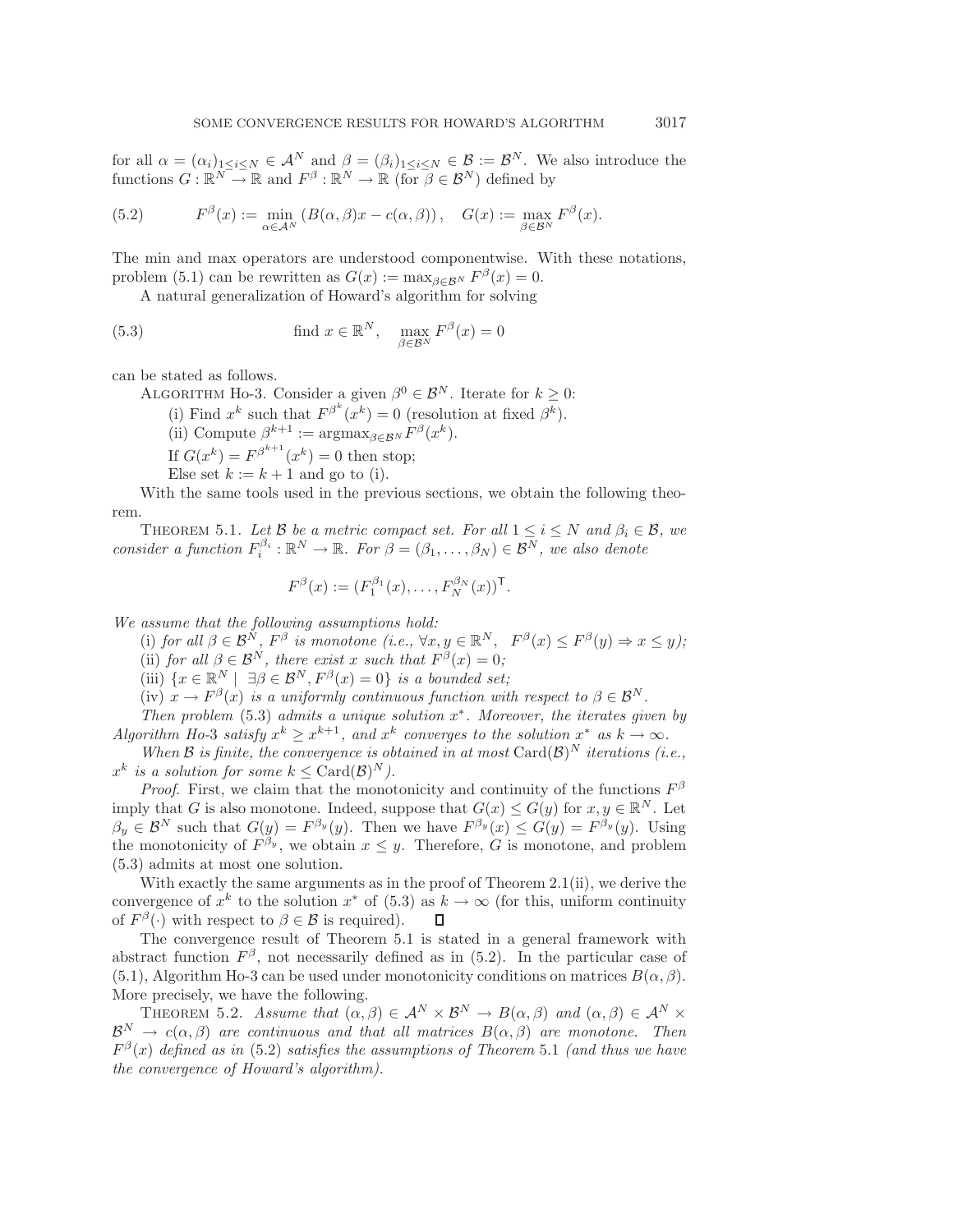for all $\alpha = (\alpha_i)_{1 \le i \le N} \in \mathcal{A}^N$ and $\beta = (\beta_i)_{1 \le i \le N} \in \mathcal{B} := \mathcal{B}^N$. We also introduce the functions $G : \mathbb{R}^N \to \mathbb{R}$ and $F^\beta : \mathbb{R}^N \to \mathbb{R}$ (for $\beta \in \mathcal{B}^N$) defined by

$$F^\beta(x) := \min_{\alpha \in \mathcal{A}^N} \left( B(\alpha, \beta)x - c(\alpha, \beta) \right), \quad G(x) := \max_{\beta \in \mathcal{B}^N} F^\beta(x). \tag{5.2}$$

The min and max operators are understood componentwise. With these notations, problem (5.1) can be rewritten as $G(x) := \max_{\beta \in \mathcal{B}^N} F^\beta(x) = 0$.

A natural generalization of Howard's algorithm for solving

$$\text{find } x \in \mathbb{R}^N, \quad \max_{\beta \in \mathcal{B}^N} F^\beta(x) = 0 \tag{5.3}$$

can be stated as follows.

Algorithm Ho-3. Consider a given $\beta^0 \in \mathcal{B}^N$. Iterate for $k \ge 0$:

(i) Find $x^k$ such that $F^{\beta^k}(x^k) = 0$ (resolution at fixed $\beta^k$).

(ii) Compute $\beta^{k+1} := \operatorname{argmax}_{\beta \in \mathcal{B}^N} F^\beta(x^k)$.

If $G(x^k) = F^{\beta^{k+1}}(x^k) = 0$ then stop;

Else set $k := k + 1$ and go to (i).

With the same tools used in the previous sections, we obtain the following theorem.

Theorem 5.1. *Let $\mathcal{B}$ be a metric compact set. For all $1 \le i \le N$ and $\beta_i \in \mathcal{B}$, we consider a function $F_i^{\beta_i} : \mathbb{R}^N \to \mathbb{R}$. For $\beta = (\beta_1, \ldots, \beta_N) \in \mathcal{B}^N$, we also denote*

$$F^\beta(x) := (F_1^{\beta_1}(x), \ldots, F_N^{\beta_N}(x))^\mathsf{T}.$$

*We assume that the following assumptions hold:*

*(i) for all $\beta \in \mathcal{B}^N$, $F^\beta$ is monotone (i.e., $\forall x, y \in \mathbb{R}^N$, $F^\beta(x) \le F^\beta(y) \Rightarrow x \le y$);*

*(ii) for all $\beta \in \mathcal{B}^N$, there exist $x$ such that $F^\beta(x) = 0$;*

*(iii) $\{x \in \mathbb{R}^N \mid \exists \beta \in \mathcal{B}^N, F^\beta(x) = 0\}$ is a bounded set;*

*(iv) $x \to F^\beta(x)$ is a uniformly continuous function with respect to $\beta \in \mathcal{B}^N$.*

*Then problem* (5.3) *admits a unique solution $x^*$. Moreover, the iterates given by Algorithm Ho-3 satisfy $x^k \ge x^{k+1}$, and $x^k$ converges to the solution $x^*$ as $k \to \infty$.*

*When $\mathcal{B}$ is finite, the convergence is obtained in at most $\operatorname{Card}(\mathcal{B})^N$ iterations (i.e., $x^k$ is a solution for some $k \le \operatorname{Card}(\mathcal{B})^N$).*

*Proof.* First, we claim that the monotonicity and continuity of the functions $F^\beta$ imply that $G$ is also monotone. Indeed, suppose that $G(x) \le G(y)$ for $x, y \in \mathbb{R}^N$. Let $\beta_y \in \mathcal{B}^N$ such that $G(y) = F^{\beta_y}(y)$. Then we have $F^{\beta_y}(x) \le G(y) = F^{\beta_y}(y)$. Using the monotonicity of $F^{\beta_y}$, we obtain $x \le y$. Therefore, $G$ is monotone, and problem (5.3) admits at most one solution.

With exactly the same arguments as in the proof of Theorem 2.1(ii), we derive the convergence of $x^k$ to the solution $x^*$ of (5.3) as $k \to \infty$ (for this, uniform continuity of $F^\beta(\cdot)$ with respect to $\beta \in \mathcal{B}$ is required). ∎

The convergence result of Theorem 5.1 is stated in a general framework with abstract function $F^\beta$, not necessarily defined as in (5.2). In the particular case of (5.1), Algorithm Ho-3 can be used under monotonicity conditions on matrices $B(\alpha, \beta)$. More precisely, we have the following.

Theorem 5.2. *Assume that $(\alpha, \beta) \in \mathcal{A}^N \times \mathcal{B}^N \to B(\alpha, \beta)$ and $(\alpha, \beta) \in \mathcal{A}^N \times \mathcal{B}^N \to c(\alpha, \beta)$ are continuous and that all matrices $B(\alpha, \beta)$ are monotone. Then $F^\beta(x)$ defined as in* (5.2) *satisfies the assumptions of Theorem* 5.1 *(and thus we have the convergence of Howard's algorithm).*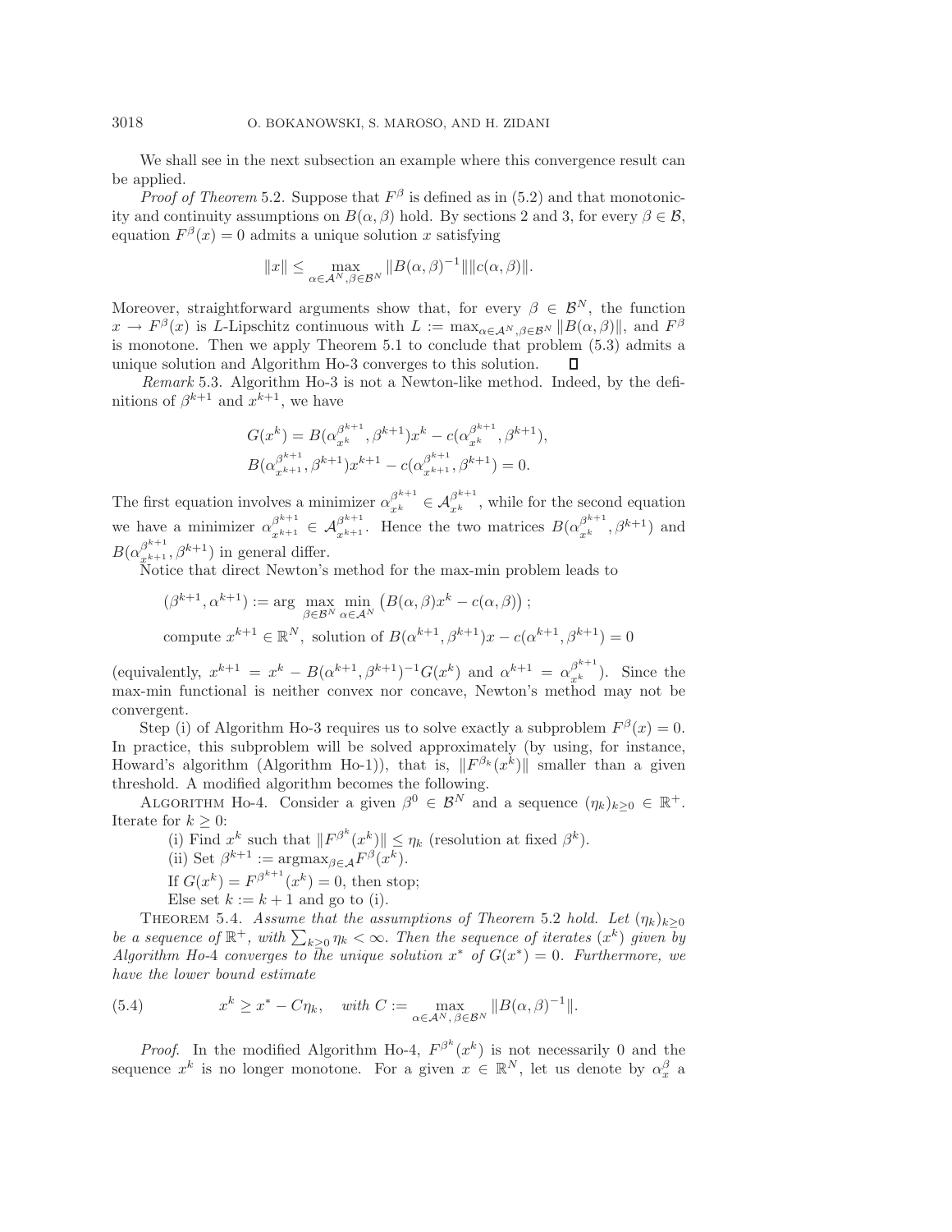We shall see in the next subsection an example where this convergence result can be applied.

*Proof of Theorem* 5.2. Suppose that $F^\beta$ is defined as in (5.2) and that monotonicity and continuity assumptions on $B(\alpha,\beta)$ hold. By sections 2 and 3, for every $\beta \in \mathcal{B}$, equation $F^\beta(x) = 0$ admits a unique solution $x$ satisfying

$$\|x\| \le \max_{\alpha\in\mathcal{A}^N,\beta\in\mathcal{B}^N} \|B(\alpha,\beta)^{-1}\|\|c(\alpha,\beta)\|.$$

Moreover, straightforward arguments show that, for every $\beta \in \mathcal{B}^N$, the function $x \to F^\beta(x)$ is $L$-Lipschitz continuous with $L := \max_{\alpha\in\mathcal{A}^N,\beta\in\mathcal{B}^N} \|B(\alpha,\beta)\|$, and $F^\beta$ is monotone. Then we apply Theorem 5.1 to conclude that problem (5.3) admits a unique solution and Algorithm Ho-3 converges to this solution. $\square$

*Remark* 5.3. Algorithm Ho-3 is not a Newton-like method. Indeed, by the definitions of $\beta^{k+1}$ and $x^{k+1}$, we have

$$G(x^k) = B(\alpha_{x^k}^{\beta^{k+1}}, \beta^{k+1})x^k - c(\alpha_{x^k}^{\beta^{k+1}}, \beta^{k+1}),$$
$$B(\alpha_{x^{k+1}}^{\beta^{k+1}}, \beta^{k+1})x^{k+1} - c(\alpha_{x^{k+1}}^{\beta^{k+1}}, \beta^{k+1}) = 0.$$

The first equation involves a minimizer $\alpha_{x^k}^{\beta^{k+1}} \in \mathcal{A}_{x^k}^{\beta^{k+1}}$, while for the second equation we have a minimizer $\alpha_{x^{k+1}}^{\beta^{k+1}} \in \mathcal{A}_{x^{k+1}}^{\beta^{k+1}}$. Hence the two matrices $B(\alpha_{x^k}^{\beta^{k+1}}, \beta^{k+1})$ and $B(\alpha_{x^{k+1}}^{\beta^{k+1}}, \beta^{k+1})$ in general differ.

Notice that direct Newton's method for the max-min problem leads to

$$(\beta^{k+1}, \alpha^{k+1}) := \arg \max_{\beta\in\mathcal{B}^N} \min_{\alpha\in\mathcal{A}^N} \left(B(\alpha,\beta)x^k - c(\alpha,\beta)\right);$$
$$\text{compute } x^{k+1} \in \mathbb{R}^N, \text{ solution of } B(\alpha^{k+1},\beta^{k+1})x - c(\alpha^{k+1},\beta^{k+1}) = 0$$

(equivalently, $x^{k+1} = x^k - B(\alpha^{k+1},\beta^{k+1})^{-1}G(x^k)$ and $\alpha^{k+1} = \alpha_{x^k}^{\beta^{k+1}}$). Since the max-min functional is neither convex nor concave, Newton's method may not be convergent.

Step (i) of Algorithm Ho-3 requires us to solve exactly a subproblem $F^\beta(x) = 0$. In practice, this subproblem will be solved approximately (by using, for instance, Howard's algorithm (Algorithm Ho-1)), that is, $\|F^{\beta_k}(x^k)\|$ smaller than a given threshold. A modified algorithm becomes the following.

Algorithm Ho-4. Consider a given $\beta^0 \in \mathcal{B}^N$ and a sequence $(\eta_k)_{k\ge0} \in \mathbb{R}^+$. Iterate for $k \ge 0$:

(i) Find $x^k$ such that $\|F^{\beta^k}(x^k)\| \le \eta_k$ (resolution at fixed $\beta^k$).

(ii) Set $\beta^{k+1} := \text{argmax}_{\beta\in\mathcal{A}} F^\beta(x^k)$.

If $G(x^k) = F^{\beta^{k+1}}(x^k) = 0$, then stop;

Else set $k := k+1$ and go to (i).

Theorem 5.4. *Assume that the assumptions of Theorem* 5.2 *hold. Let $(\eta_k)_{k\ge0}$ be a sequence of $\mathbb{R}^+$, with $\sum_{k\ge0}\eta_k < \infty$. Then the sequence of iterates $(x^k)$ given by Algorithm Ho-4 converges to the unique solution $x^*$ of $G(x^*) = 0$. Furthermore, we have the lower bound estimate*

$$x^k \ge x^* - C\eta_k, \quad \textit{with } C := \max_{\alpha\in\mathcal{A}^N,\,\beta\in\mathcal{B}^N} \|B(\alpha,\beta)^{-1}\|. \tag{5.4}$$

*Proof.* In the modified Algorithm Ho-4, $F^{\beta^k}(x^k)$ is not necessarily 0 and the sequence $x^k$ is no longer monotone. For a given $x \in \mathbb{R}^N$, let us denote by $\alpha_x^\beta$ a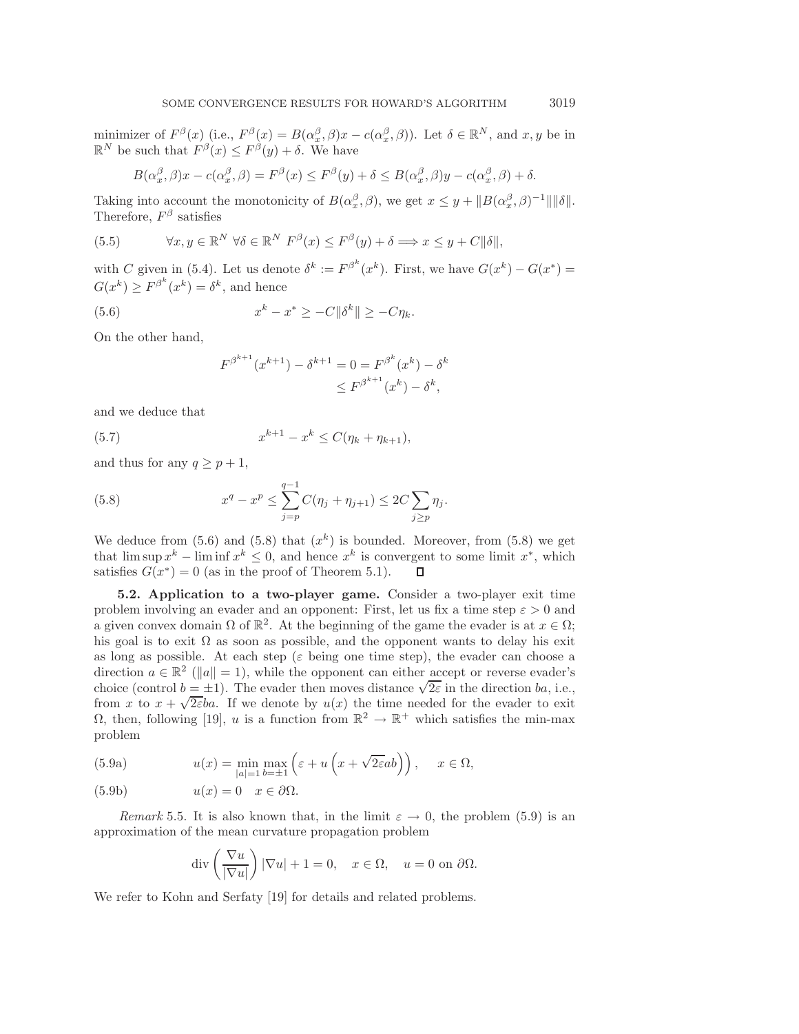minimizer of $F^\beta(x)$ (i.e., $F^\beta(x) = B(\alpha_x^\beta, \beta)x - c(\alpha_x^\beta, \beta)$). Let $\delta \in \mathbb{R}^N$, and $x, y$ be in $\mathbb{R}^N$ be such that $F^\beta(x) \leq F^\beta(y) + \delta$. We have

$$B(\alpha_x^\beta, \beta)x - c(\alpha_x^\beta, \beta) = F^\beta(x) \leq F^\beta(y) + \delta \leq B(\alpha_x^\beta, \beta)y - c(\alpha_x^\beta, \beta) + \delta.$$

Taking into account the monotonicity of $B(\alpha_x^\beta, \beta)$, we get $x \leq y + \|B(\alpha_x^\beta, \beta)^{-1}\| \|\delta\|$. Therefore, $F^\beta$ satisfies

$$\forall x, y \in \mathbb{R}^N \ \forall \delta \in \mathbb{R}^N \ F^\beta(x) \leq F^\beta(y) + \delta \Longrightarrow x \leq y + C\|\delta\|, \tag{5.5}$$

with $C$ given in (5.4). Let us denote $\delta^k := F^{\beta^k}(x^k)$. First, we have $G(x^k) - G(x^*) = G(x^k) \geq F^{\beta^k}(x^k) = \delta^k$, and hence

$$x^k - x^* \geq -C\|\delta^k\| \geq -C\eta_k. \tag{5.6}$$

On the other hand,

$$\begin{aligned} F^{\beta^{k+1}}(x^{k+1}) - \delta^{k+1} = 0 &= F^{\beta^k}(x^k) - \delta^k \\ &\leq F^{\beta^{k+1}}(x^k) - \delta^k, \end{aligned}$$

and we deduce that

$$x^{k+1} - x^k \leq C(\eta_k + \eta_{k+1}), \tag{5.7}$$

and thus for any $q \geq p + 1$,

$$x^q - x^p \leq \sum_{j=p}^{q-1} C(\eta_j + \eta_{j+1}) \leq 2C \sum_{j \geq p} \eta_j. \tag{5.8}$$

We deduce from (5.6) and (5.8) that $(x^k)$ is bounded. Moreover, from (5.8) we get that $\limsup x^k - \liminf x^k \leq 0$, and hence $x^k$ is convergent to some limit $x^*$, which satisfies $G(x^*) = 0$ (as in the proof of Theorem 5.1). ◻

**5.2. Application to a two-player game.** Consider a two-player exit time problem involving an evader and an opponent: First, let us fix a time step $\varepsilon > 0$ and a given convex domain $\Omega$ of $\mathbb{R}^2$. At the beginning of the game the evader is at $x \in \Omega$; his goal is to exit $\Omega$ as soon as possible, and the opponent wants to delay his exit as long as possible. At each step ($\varepsilon$ being one time step), the evader can choose a direction $a \in \mathbb{R}^2$ ($\|a\| = 1$), while the opponent can either accept or reverse evader's choice (control $b = \pm 1$). The evader then moves distance $\sqrt{2\varepsilon}$ in the direction $ba$, i.e., from $x$ to $x + \sqrt{2\varepsilon}ba$. If we denote by $u(x)$ the time needed for the evader to exit $\Omega$, then, following [19], $u$ is a function from $\mathbb{R}^2 \to \mathbb{R}^+$ which satisfies the min-max problem

$$u(x) = \min_{|a|=1} \max_{b=\pm 1} \left( \varepsilon + u\left(x + \sqrt{2\varepsilon}ab\right) \right), \quad x \in \Omega, \tag{5.9a}$$

$$u(x) = 0 \quad x \in \partial\Omega. \tag{5.9b}$$

*Remark* 5.5. It is also known that, in the limit $\varepsilon \to 0$, the problem (5.9) is an approximation of the mean curvature propagation problem

$$\operatorname{div}\left(\frac{\nabla u}{|\nabla u|}\right) |\nabla u| + 1 = 0, \quad x \in \Omega, \quad u = 0 \text{ on } \partial\Omega.$$

We refer to Kohn and Serfaty [19] for details and related problems.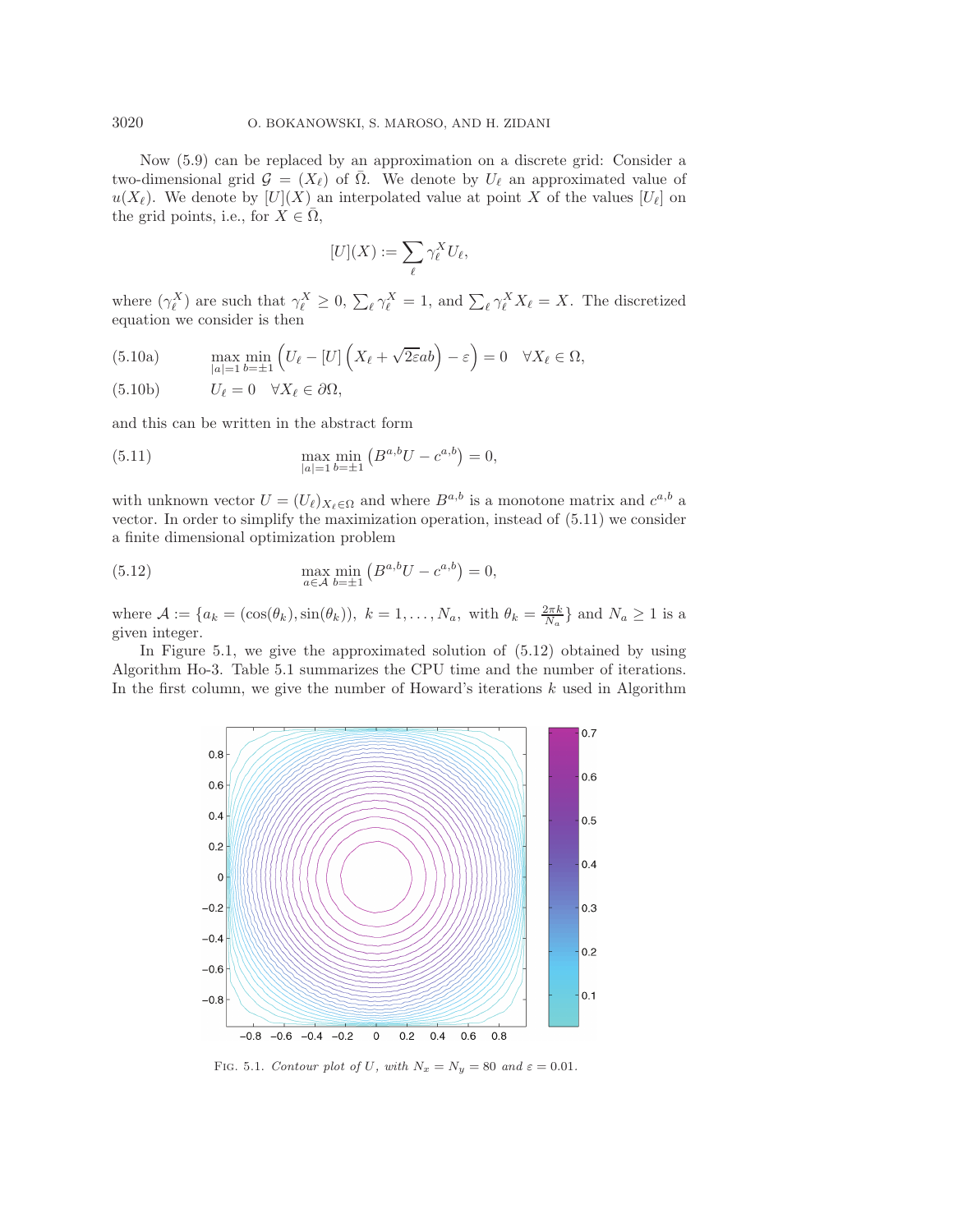Now (5.9) can be replaced by an approximation on a discrete grid: Consider a two-dimensional grid $\mathcal{G} = (X_\ell)$ of $\bar{\Omega}$. We denote by $U_\ell$ an approximated value of $u(X_\ell)$. We denote by $[U](X)$ an interpolated value at point $X$ of the values $[U_\ell]$ on the grid points, i.e., for $X \in \bar{\Omega}$,

$$[U](X) := \sum_\ell \gamma_\ell^X U_\ell,$$

where $(\gamma_\ell^X)$ are such that $\gamma_\ell^X \geq 0$, $\sum_\ell \gamma_\ell^X = 1$, and $\sum_\ell \gamma_\ell^X X_\ell = X$. The discretized equation we consider is then

$$\max_{|a|=1} \min_{b=\pm 1} \left( U_\ell - [U]\left( X_\ell + \sqrt{2\varepsilon} ab \right) - \varepsilon \right) = 0 \quad \forall X_\ell \in \Omega, \tag{5.10a}$$

$$U_\ell = 0 \quad \forall X_\ell \in \partial\Omega, \tag{5.10b}$$

and this can be written in the abstract form

$$\max_{|a|=1} \min_{b=\pm 1} \left( B^{a,b} U - c^{a,b} \right) = 0, \tag{5.11}$$

with unknown vector $U = (U_\ell)_{X_\ell \in \Omega}$ and where $B^{a,b}$ is a monotone matrix and $c^{a,b}$ a vector. In order to simplify the maximization operation, instead of (5.11) we consider a finite dimensional optimization problem

$$\max_{a \in \mathcal{A}} \min_{b=\pm 1} \left( B^{a,b} U - c^{a,b} \right) = 0, \tag{5.12}$$

where $\mathcal{A} := \{a_k = (\cos(\theta_k), \sin(\theta_k)),\ k = 1, \ldots, N_a, \text{ with } \theta_k = \frac{2\pi k}{N_a}\}$ and $N_a \geq 1$ is a given integer.

In Figure 5.1, we give the approximated solution of (5.12) obtained by using Algorithm Ho-3. Table 5.1 summarizes the CPU time and the number of iterations. In the first column, we give the number of Howard's iterations $k$ used in Algorithm

Fig. 5.1. *Contour plot of $U$, with $N_x = N_y = 80$ and $\varepsilon = 0.01$.*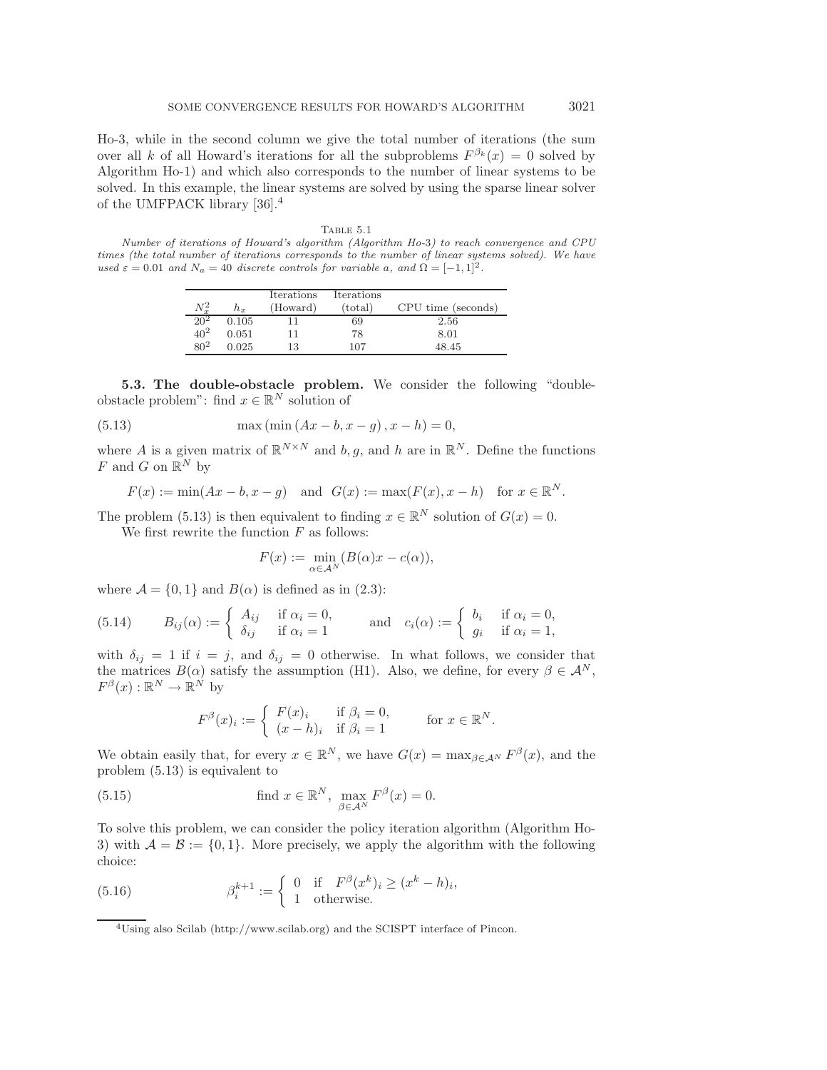Ho-3, while in the second column we give the total number of iterations (the sum over all $k$ of all Howard's iterations for all the subproblems $F^{\beta_k}(x) = 0$ solved by Algorithm Ho-1) and which also corresponds to the number of linear systems to be solved. In this example, the linear systems are solved by using the sparse linear solver of the UMFPACK library [36].[4]

TABLE 5.1

*Number of iterations of Howard's algorithm (Algorithm Ho-3) to reach convergence and CPU times (the total number of iterations corresponds to the number of linear systems solved). We have used $\varepsilon = 0.01$ and $N_a = 40$ discrete controls for variable $a$, and $\Omega = [-1, 1]^2$.*

| $N_x^2$ | $h_x$ | Iterations (Howard) | Iterations (total) | CPU time (seconds) |
|---|---|---|---|---|
| $20^2$ | 0.105 | 11 | 69 | 2.56 |
| $40^2$ | 0.051 | 11 | 78 | 8.01 |
| $80^2$ | 0.025 | 13 | 107 | 48.45 |

**5.3. The double-obstacle problem.** We consider the following "double-obstacle problem": find $x \in \mathbb{R}^N$ solution of

$$\max\left(\min\left(Ax - b, x - g\right), x - h\right) = 0, \tag{5.13}$$

where $A$ is a given matrix of $\mathbb{R}^{N\times N}$ and $b, g$, and $h$ are in $\mathbb{R}^N$. Define the functions $F$ and $G$ on $\mathbb{R}^N$ by

$$F(x) := \min(Ax - b, x - g) \quad \text{and} \quad G(x) := \max(F(x), x - h) \quad \text{for } x \in \mathbb{R}^N.$$

The problem (5.13) is then equivalent to finding $x \in \mathbb{R}^N$ solution of $G(x) = 0$.

We first rewrite the function $F$ as follows:

$$F(x) := \min_{\alpha\in\mathcal{A}^N}(B(\alpha)x - c(\alpha)),$$

where $\mathcal{A} = \{0, 1\}$ and $B(\alpha)$ is defined as in (2.3):

$$B_{ij}(\alpha) := \begin{cases} A_{ij} & \text{if } \alpha_i = 0, \\ \delta_{ij} & \text{if } \alpha_i = 1 \end{cases} \qquad \text{and} \quad c_i(\alpha) := \begin{cases} b_i & \text{if } \alpha_i = 0, \\ g_i & \text{if } \alpha_i = 1, \end{cases} \tag{5.14}$$

with $\delta_{ij} = 1$ if $i = j$, and $\delta_{ij} = 0$ otherwise. In what follows, we consider that the matrices $B(\alpha)$ satisfy the assumption (H1). Also, we define, for every $\beta \in \mathcal{A}^N$, $F^\beta(x) : \mathbb{R}^N \to \mathbb{R}^N$ by

$$F^\beta(x)_i := \begin{cases} F(x)_i & \text{if } \beta_i = 0, \\ (x - h)_i & \text{if } \beta_i = 1 \end{cases} \qquad \text{for } x \in \mathbb{R}^N.$$

We obtain easily that, for every $x \in \mathbb{R}^N$, we have $G(x) = \max_{\beta\in\mathcal{A}^N} F^\beta(x)$, and the problem (5.13) is equivalent to

$$\text{find } x \in \mathbb{R}^N, \ \max_{\beta\in\mathcal{A}^N} F^\beta(x) = 0. \tag{5.15}$$

To solve this problem, we can consider the policy iteration algorithm (Algorithm Ho-3) with $\mathcal{A} = \mathcal{B} := \{0, 1\}$. More precisely, we apply the algorithm with the following choice:

$$\beta_i^{k+1} := \begin{cases} 0 & \text{if } \ F^\beta(x^k)_i \geq (x^k - h)_i, \\ 1 & \text{otherwise.} \end{cases} \tag{5.16}$$

[4] Using also Scilab (http://www.scilab.org) and the SCISPT interface of Pincon.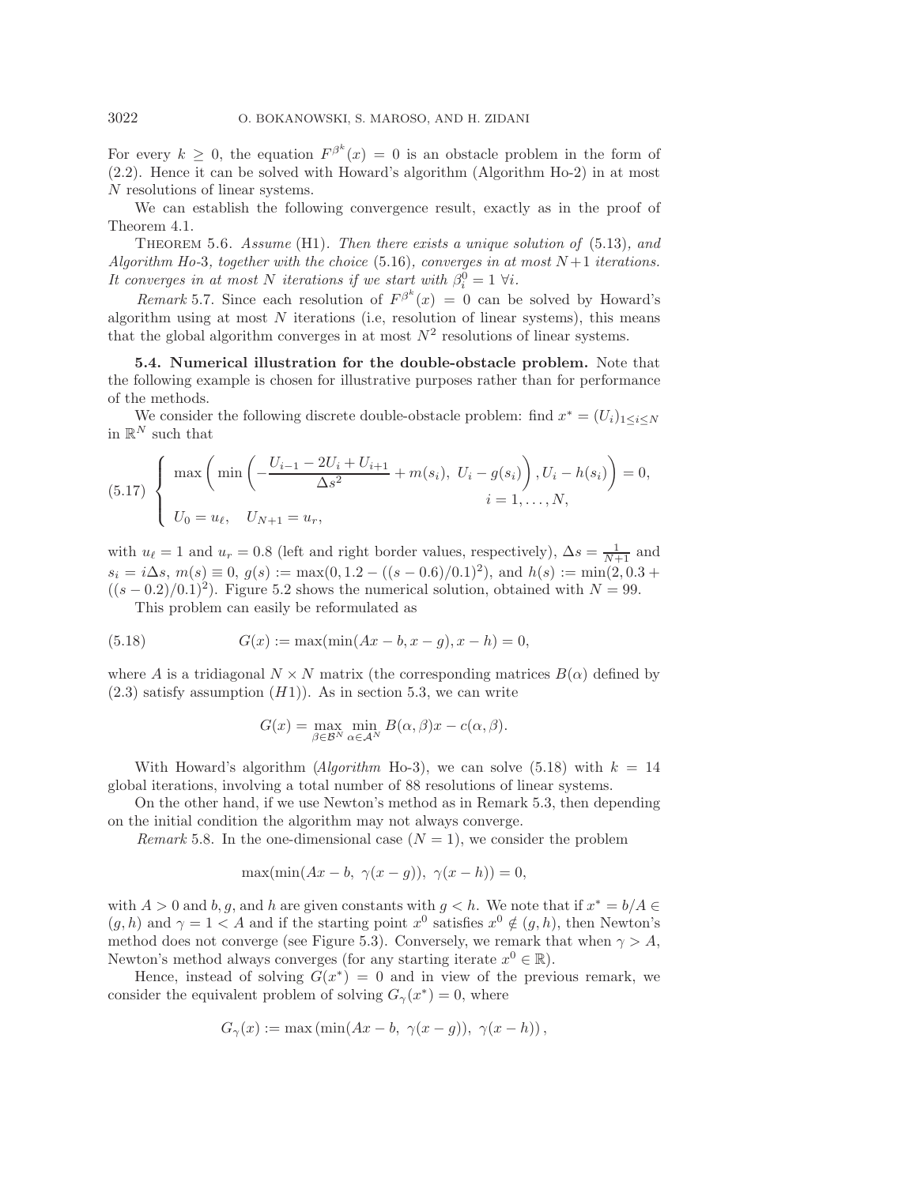For every $k \geq 0$, the equation $F^{\beta^k}(x) = 0$ is an obstacle problem in the form of (2.2). Hence it can be solved with Howard's algorithm (Algorithm Ho-2) in at most $N$ resolutions of linear systems.

We can establish the following convergence result, exactly as in the proof of Theorem 4.1.

THEOREM 5.6. *Assume* (H1). *Then there exists a unique solution of* (5.13)*, and Algorithm Ho-3, together with the choice* (5.16)*, converges in at most $N+1$ iterations. It converges in at most $N$ iterations if we start with $\beta_i^0 = 1\ \forall i$.*

*Remark* 5.7. Since each resolution of $F^{\beta^k}(x) = 0$ can be solved by Howard's algorithm using at most $N$ iterations (i.e, resolution of linear systems), this means that the global algorithm converges in at most $N^2$ resolutions of linear systems.

**5.4. Numerical illustration for the double-obstacle problem.** Note that the following example is chosen for illustrative purposes rather than for performance of the methods.

We consider the following discrete double-obstacle problem: find $x^* = (U_i)_{1 \leq i \leq N}$ in $\mathbb{R}^N$ such that

$$
(5.17) \quad \begin{cases} \max\left( \min\left( -\dfrac{U_{i-1} - 2U_i + U_{i+1}}{\Delta s^2} + m(s_i),\ U_i - g(s_i) \right), U_i - h(s_i) \right) = 0, \\ \qquad\qquad\qquad\qquad\qquad\qquad\qquad\qquad i = 1, \ldots, N, \\ U_0 = u_\ell, \quad U_{N+1} = u_r, \end{cases}
$$

with $u_\ell = 1$ and $u_r = 0.8$ (left and right border values, respectively), $\Delta s = \frac{1}{N+1}$ and $s_i = i\Delta s$, $m(s) \equiv 0$, $g(s) := \max(0, 1.2 - ((s-0.6)/0.1)^2)$, and $h(s) := \min(2, 0.3 + ((s-0.2)/0.1)^2)$. Figure 5.2 shows the numerical solution, obtained with $N = 99$.

This problem can easily be reformulated as

$$
(5.18) \qquad G(x) := \max(\min(Ax - b, x - g), x - h) = 0,
$$

where $A$ is a tridiagonal $N \times N$ matrix (the corresponding matrices $B(\alpha)$ defined by (2.3) satisfy assumption $(H1)$). As in section 5.3, we can write

$$
G(x) = \max_{\beta \in \mathcal{B}^N} \min_{\alpha \in \mathcal{A}^N} B(\alpha, \beta)x - c(\alpha, \beta).
$$

With Howard's algorithm (*Algorithm* Ho-3), we can solve (5.18) with $k = 14$ global iterations, involving a total number of 88 resolutions of linear systems.

On the other hand, if we use Newton's method as in Remark 5.3, then depending on the initial condition the algorithm may not always converge.

*Remark* 5.8. In the one-dimensional case ($N = 1$), we consider the problem

$$
\max(\min(Ax - b,\ \gamma(x - g)),\ \gamma(x - h)) = 0,
$$

with $A > 0$ and $b, g,$ and $h$ are given constants with $g < h$. We note that if $x^* = b/A \in (g, h)$ and $\gamma = 1 < A$ and if the starting point $x^0$ satisfies $x^0 \notin (g, h)$, then Newton's method does not converge (see Figure 5.3). Conversely, we remark that when $\gamma > A$, Newton's method always converges (for any starting iterate $x^0 \in \mathbb{R}$).

Hence, instead of solving $G(x^*) = 0$ and in view of the previous remark, we consider the equivalent problem of solving $G_\gamma(x^*) = 0$, where

$$
G_\gamma(x) := \max\left(\min(Ax - b,\ \gamma(x - g)),\ \gamma(x - h)\right),
$$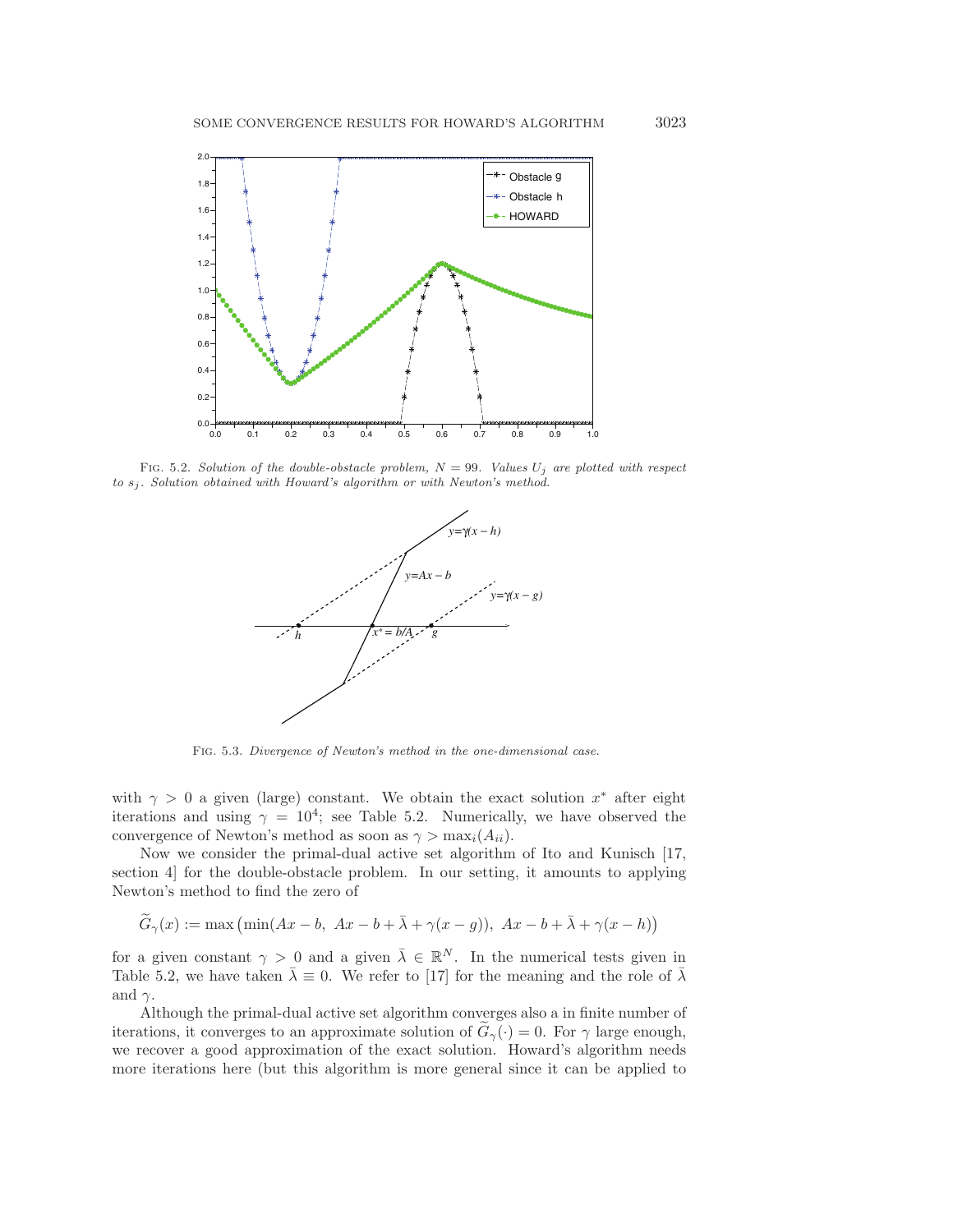FIG. 5.2. *Solution of the double-obstacle problem, $N = 99$. Values $U_j$ are plotted with respect to $s_j$. Solution obtained with Howard's algorithm or with Newton's method.*

FIG. 5.3. *Divergence of Newton's method in the one-dimensional case.*

with $\gamma > 0$ a given (large) constant. We obtain the exact solution $x^*$ after eight iterations and using $\gamma = 10^4$; see Table 5.2. Numerically, we have observed the convergence of Newton's method as soon as $\gamma > \max_i(A_{ii})$.

Now we consider the primal-dual active set algorithm of Ito and Kunisch [17, section 4] for the double-obstacle problem. In our setting, it amounts to applying Newton's method to find the zero of

$$\widetilde{G}_\gamma(x) := \max\left(\min(Ax - b,\ Ax - b + \bar{\lambda} + \gamma(x - g)),\ Ax - b + \bar{\lambda} + \gamma(x - h)\right)$$

for a given constant $\gamma > 0$ and a given $\bar{\lambda} \in \mathbb{R}^N$. In the numerical tests given in Table 5.2, we have taken $\bar{\lambda} \equiv 0$. We refer to [17] for the meaning and the role of $\bar{\lambda}$ and $\gamma$.

Although the primal-dual active set algorithm converges also a in finite number of iterations, it converges to an approximate solution of $\widetilde{G}_\gamma(\cdot) = 0$. For $\gamma$ large enough, we recover a good approximation of the exact solution. Howard's algorithm needs more iterations here (but this algorithm is more general since it can be applied to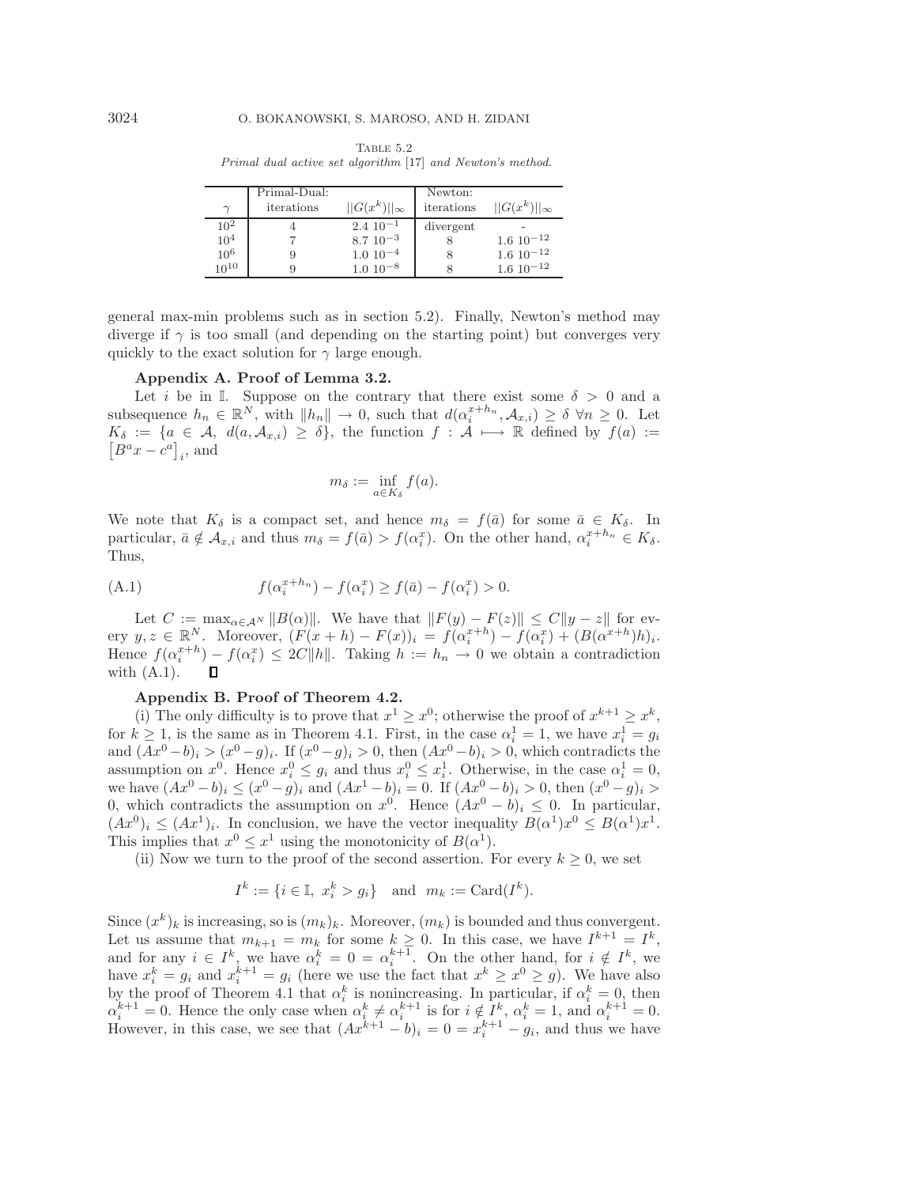Table 5.2
*Primal dual active set algorithm* [17] *and Newton's method.*

| $\gamma$ | Primal-Dual: iterations | $\|\|G(x^k)\|\|_\infty$ | Newton: iterations | $\|\|G(x^k)\|\|_\infty$ |
|---|---|---|---|---|
| $10^2$ | 4 | $2.4\ 10^{-1}$ | divergent | - |
| $10^4$ | 7 | $8.7\ 10^{-3}$ | 8 | $1.6\ 10^{-12}$ |
| $10^6$ | 9 | $1.0\ 10^{-4}$ | 8 | $1.6\ 10^{-12}$ |
| $10^{10}$ | 9 | $1.0\ 10^{-8}$ | 8 | $1.6\ 10^{-12}$ |

general max-min problems such as in section 5.2). Finally, Newton's method may diverge if $\gamma$ is too small (and depending on the starting point) but converges very quickly to the exact solution for $\gamma$ large enough.

## Appendix A. Proof of Lemma 3.2.

Let $i$ be in $\mathbb{I}$. Suppose on the contrary that there exist some $\delta > 0$ and a subsequence $h_n \in \mathbb{R}^N$, with $\|h_n\| \to 0$, such that $d(\alpha_i^{x+h_n}, \mathcal{A}_{x,i}) \geq \delta\ \forall n \geq 0$. Let $K_\delta := \{a \in \mathcal{A},\ d(a, \mathcal{A}_{x,i}) \geq \delta\}$, the function $f : \mathcal{A} \longmapsto \mathbb{R}$ defined by $f(a) := \left[B^a x - c^a\right]_i$, and

$$m_\delta := \inf_{a \in K_\delta} f(a).$$

We note that $K_\delta$ is a compact set, and hence $m_\delta = f(\bar{a})$ for some $\bar{a} \in K_\delta$. In particular, $\bar{a} \notin \mathcal{A}_{x,i}$ and thus $m_\delta = f(\bar{a}) > f(\alpha_i^x)$. On the other hand, $\alpha_i^{x+h_n} \in K_\delta$. Thus,

$$f(\alpha_i^{x+h_n}) - f(\alpha_i^x) \geq f(\bar{a}) - f(\alpha_i^x) > 0. \tag{A.1}$$

Let $C := \max_{\alpha \in \mathcal{A}^N} \|B(\alpha)\|$. We have that $\|F(y) - F(z)\| \leq C\|y - z\|$ for every $y, z \in \mathbb{R}^N$. Moreover, $(F(x + h) - F(x))_i = f(\alpha_i^{x+h}) - f(\alpha_i^x) + (B(\alpha^{x+h})h)_i$. Hence $f(\alpha_i^{x+h}) - f(\alpha_i^x) \leq 2C\|h\|$. Taking $h := h_n \to 0$ we obtain a contradiction with (A.1). $\square$

## Appendix B. Proof of Theorem 4.2.

(i) The only difficulty is to prove that $x^1 \geq x^0$; otherwise the proof of $x^{k+1} \geq x^k$, for $k \geq 1$, is the same as in Theorem 4.1. First, in the case $\alpha_i^1 = 1$, we have $x_i^1 = g_i$ and $(Ax^0 - b)_i > (x^0 - g)_i$. If $(x^0 - g)_i > 0$, then $(Ax^0 - b)_i > 0$, which contradicts the assumption on $x^0$. Hence $x_i^0 \leq g_i$ and thus $x_i^0 \leq x_i^1$. Otherwise, in the case $\alpha_i^1 = 0$, we have $(Ax^0 - b)_i \leq (x^0 - g)_i$ and $(Ax^1 - b)_i = 0$. If $(Ax^0 - b)_i > 0$, then $(x^0 - g)_i > 0$, which contradicts the assumption on $x^0$. Hence $(Ax^0 - b)_i \leq 0$. In particular, $(Ax^0)_i \leq (Ax^1)_i$. In conclusion, we have the vector inequality $B(\alpha^1)x^0 \leq B(\alpha^1)x^1$. This implies that $x^0 \leq x^1$ using the monotonicity of $B(\alpha^1)$.

(ii) Now we turn to the proof of the second assertion. For every $k \geq 0$, we set

$$I^k := \{i \in \mathbb{I},\ x_i^k > g_i\} \quad \text{and} \quad m_k := \operatorname{Card}(I^k).$$

Since $(x^k)_k$ is increasing, so is $(m_k)_k$. Moreover, $(m_k)$ is bounded and thus convergent. Let us assume that $m_{k+1} = m_k$ for some $k \geq 0$. In this case, we have $I^{k+1} = I^k$, and for any $i \in I^k$, we have $\alpha_i^k = 0 = \alpha_i^{k+1}$. On the other hand, for $i \notin I^k$, we have $x_i^k = g_i$ and $x_i^{k+1} = g_i$ (here we use the fact that $x^k \geq x^0 \geq g$). We have also by the proof of Theorem 4.1 that $\alpha_i^k$ is nonincreasing. In particular, if $\alpha_i^k = 0$, then $\alpha_i^{k+1} = 0$. Hence the only case when $\alpha_i^k \neq \alpha_i^{k+1}$ is for $i \notin I^k$, $\alpha_i^k = 1$, and $\alpha_i^{k+1} = 0$. However, in this case, we see that $(Ax^{k+1} - b)_i = 0 = x_i^{k+1} - g_i$, and thus we have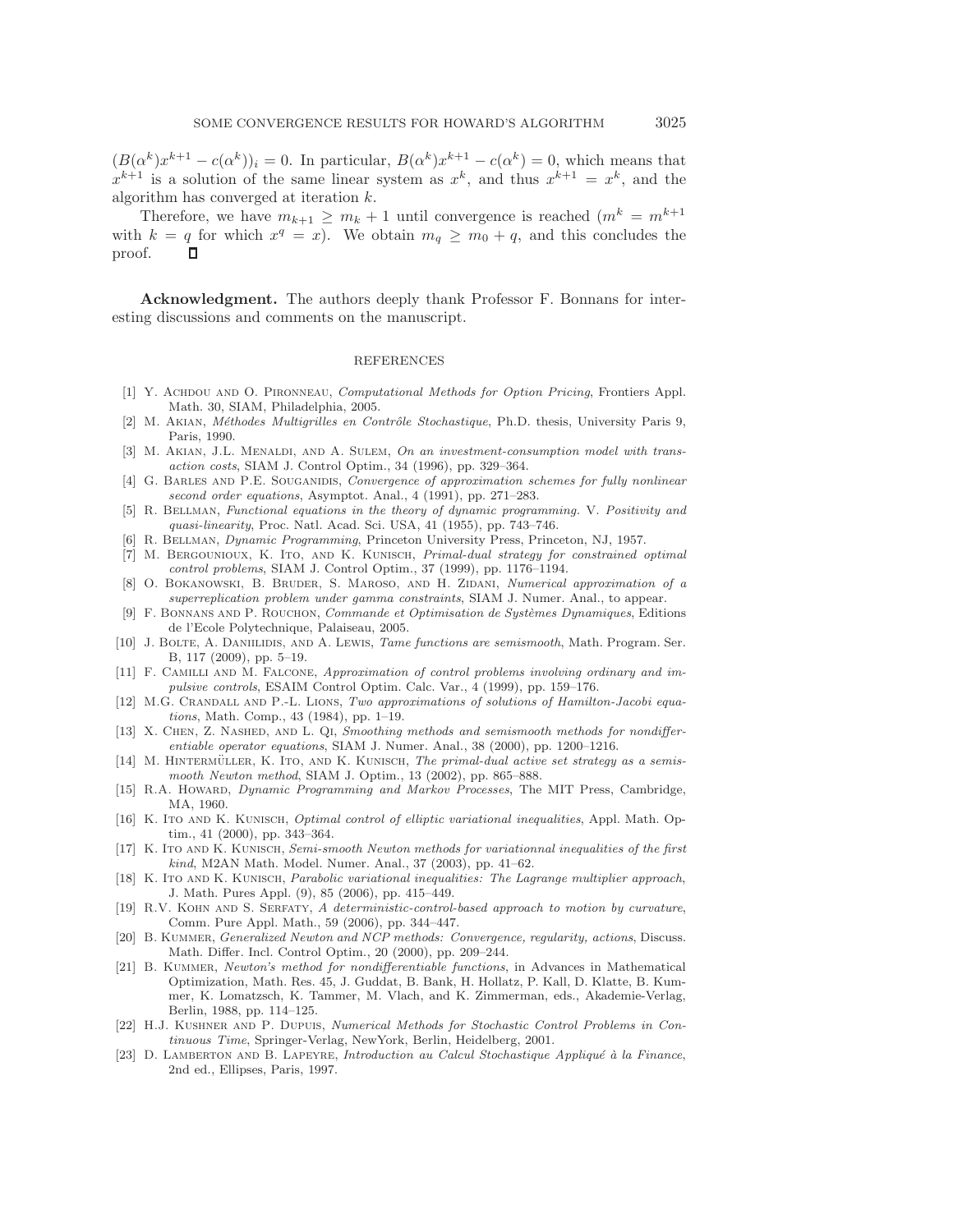$(B(\alpha^k)x^{k+1} - c(\alpha^k))_i = 0$. In particular, $B(\alpha^k)x^{k+1} - c(\alpha^k) = 0$, which means that $x^{k+1}$ is a solution of the same linear system as $x^k$, and thus $x^{k+1} = x^k$, and the algorithm has converged at iteration $k$.

Therefore, we have $m_{k+1} \geq m_k + 1$ until convergence is reached ($m^k = m^{k+1}$ with $k = q$ for which $x^q = x$). We obtain $m_q \geq m_0 + q$, and this concludes the proof. $\square$

**Acknowledgment.** The authors deeply thank Professor F. Bonnans for interesting discussions and comments on the manuscript.

## REFERENCES

[1] Y. Achdou and O. Pironneau, *Computational Methods for Option Pricing*, Frontiers Appl. Math. 30, SIAM, Philadelphia, 2005.

[2] M. Akian, *Méthodes Multigrilles en Contrôle Stochastique*, Ph.D. thesis, University Paris 9, Paris, 1990.

[3] M. Akian, J.L. Menaldi, and A. Sulem, *On an investment-consumption model with transaction costs*, SIAM J. Control Optim., 34 (1996), pp. 329–364.

[4] G. Barles and P.E. Souganidis, *Convergence of approximation schemes for fully nonlinear second order equations*, Asymptot. Anal., 4 (1991), pp. 271–283.

[5] R. Bellman, *Functional equations in the theory of dynamic programming.* V. *Positivity and quasi-linearity*, Proc. Natl. Acad. Sci. USA, 41 (1955), pp. 743–746.

[6] R. Bellman, *Dynamic Programming*, Princeton University Press, Princeton, NJ, 1957.

[7] M. Bergounioux, K. Ito, and K. Kunisch, *Primal-dual strategy for constrained optimal control problems*, SIAM J. Control Optim., 37 (1999), pp. 1176–1194.

[8] O. Bokanowski, B. Bruder, S. Maroso, and H. Zidani, *Numerical approximation of a superreplication problem under gamma constraints*, SIAM J. Numer. Anal., to appear.

[9] F. Bonnans and P. Rouchon, *Commande et Optimisation de Systèmes Dynamiques*, Editions de l'Ecole Polytechnique, Palaiseau, 2005.

[10] J. Bolte, A. Daniilidis, and A. Lewis, *Tame functions are semismooth*, Math. Program. Ser. B, 117 (2009), pp. 5–19.

[11] F. Camilli and M. Falcone, *Approximation of control problems involving ordinary and impulsive controls*, ESAIM Control Optim. Calc. Var., 4 (1999), pp. 159–176.

[12] M.G. Crandall and P.-L. Lions, *Two approximations of solutions of Hamilton-Jacobi equations*, Math. Comp., 43 (1984), pp. 1–19.

[13] X. Chen, Z. Nashed, and L. Qi, *Smoothing methods and semismooth methods for nondifferentiable operator equations*, SIAM J. Numer. Anal., 38 (2000), pp. 1200–1216.

[14] M. Hintermüller, K. Ito, and K. Kunisch, *The primal-dual active set strategy as a semismooth Newton method*, SIAM J. Optim., 13 (2002), pp. 865–888.

[15] R.A. Howard, *Dynamic Programming and Markov Processes*, The MIT Press, Cambridge, MA, 1960.

[16] K. Ito and K. Kunisch, *Optimal control of elliptic variational inequalities*, Appl. Math. Optim., 41 (2000), pp. 343–364.

[17] K. Ito and K. Kunisch, *Semi-smooth Newton methods for variationnal inequalities of the first kind*, M2AN Math. Model. Numer. Anal., 37 (2003), pp. 41–62.

[18] K. Ito and K. Kunisch, *Parabolic variational inequalities: The Lagrange multiplier approach*, J. Math. Pures Appl. (9), 85 (2006), pp. 415–449.

[19] R.V. Kohn and S. Serfaty, *A deterministic-control-based approach to motion by curvature*, Comm. Pure Appl. Math., 59 (2006), pp. 344–447.

[20] B. Kummer, *Generalized Newton and NCP methods: Convergence, regularity, actions*, Discuss. Math. Differ. Incl. Control Optim., 20 (2000), pp. 209–244.

[21] B. Kummer, *Newton's method for nondifferentiable functions*, in Advances in Mathematical Optimization, Math. Res. 45, J. Guddat, B. Bank, H. Hollatz, P. Kall, D. Klatte, B. Kummer, K. Lomatzsch, K. Tammer, M. Vlach, and K. Zimmerman, eds., Akademie-Verlag, Berlin, 1988, pp. 114–125.

[22] H.J. Kushner and P. Dupuis, *Numerical Methods for Stochastic Control Problems in Continuous Time*, Springer-Verlag, NewYork, Berlin, Heidelberg, 2001.

[23] D. Lamberton and B. Lapeyre, *Introduction au Calcul Stochastique Appliqué à la Finance*, 2nd ed., Ellipses, Paris, 1997.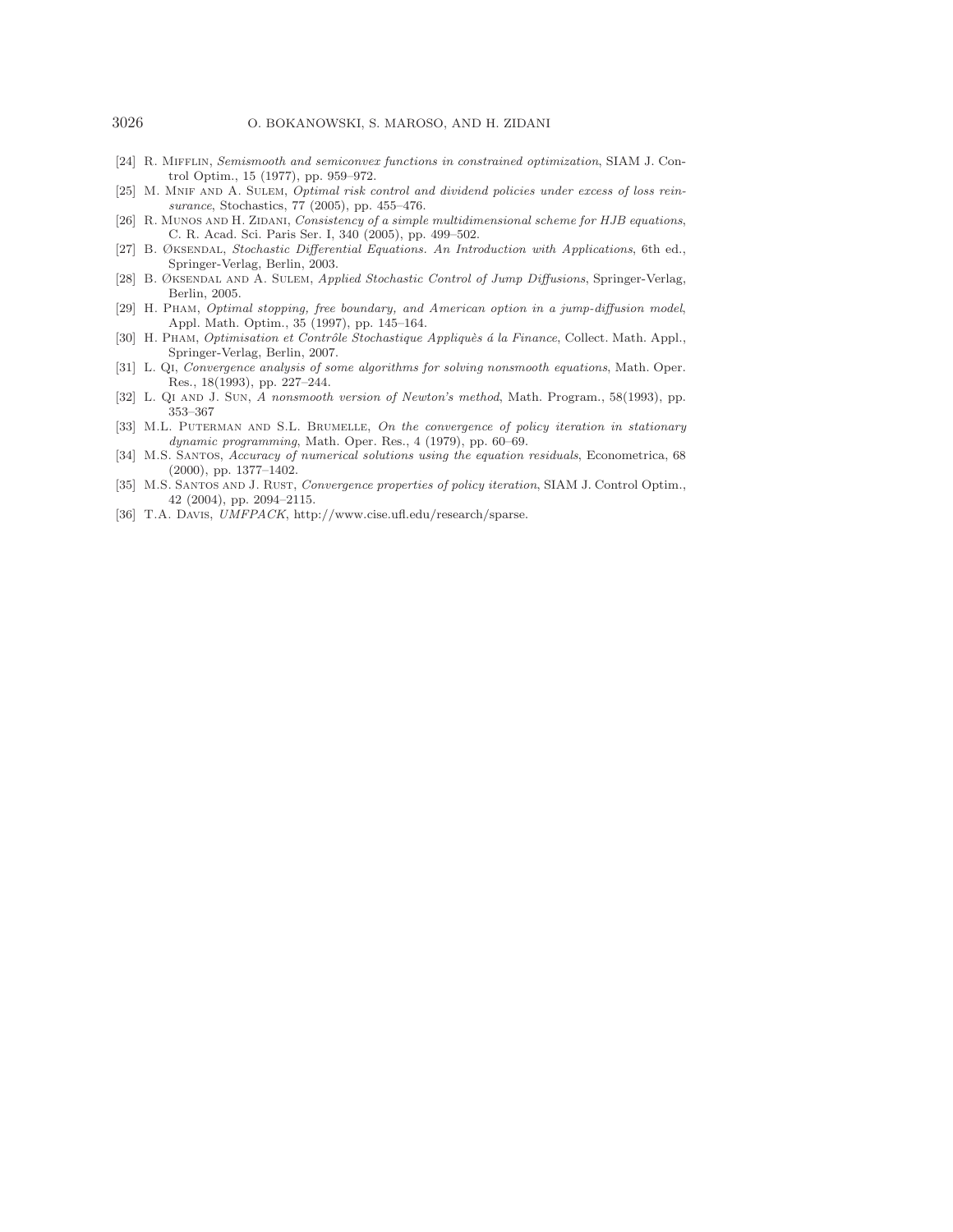[24] R. Mifflin, *Semismooth and semiconvex functions in constrained optimization*, SIAM J. Control Optim., 15 (1977), pp. 959–972.

[25] M. Mnif and A. Sulem, *Optimal risk control and dividend policies under excess of loss reinsurance*, Stochastics, 77 (2005), pp. 455–476.

[26] R. Munos and H. Zidani, *Consistency of a simple multidimensional scheme for HJB equations*, C. R. Acad. Sci. Paris Ser. I, 340 (2005), pp. 499–502.

[27] B. Øksendal, *Stochastic Differential Equations. An Introduction with Applications*, 6th ed., Springer-Verlag, Berlin, 2003.

[28] B. Øksendal and A. Sulem, *Applied Stochastic Control of Jump Diffusions*, Springer-Verlag, Berlin, 2005.

[29] H. Pham, *Optimal stopping, free boundary, and American option in a jump-diffusion model*, Appl. Math. Optim., 35 (1997), pp. 145–164.

[30] H. Pham, *Optimisation et Contrôle Stochastique Appliquès á la Finance*, Collect. Math. Appl., Springer-Verlag, Berlin, 2007.

[31] L. Qi, *Convergence analysis of some algorithms for solving nonsmooth equations*, Math. Oper. Res., 18(1993), pp. 227–244.

[32] L. Qi and J. Sun, *A nonsmooth version of Newton's method*, Math. Program., 58(1993), pp. 353–367

[33] M.L. Puterman and S.L. Brumelle, *On the convergence of policy iteration in stationary dynamic programming*, Math. Oper. Res., 4 (1979), pp. 60–69.

[34] M.S. Santos, *Accuracy of numerical solutions using the equation residuals*, Econometrica, 68 (2000), pp. 1377–1402.

[35] M.S. Santos and J. Rust, *Convergence properties of policy iteration*, SIAM J. Control Optim., 42 (2004), pp. 2094–2115.

[36] T.A. Davis, *UMFPACK*, http://www.cise.ufl.edu/research/sparse.